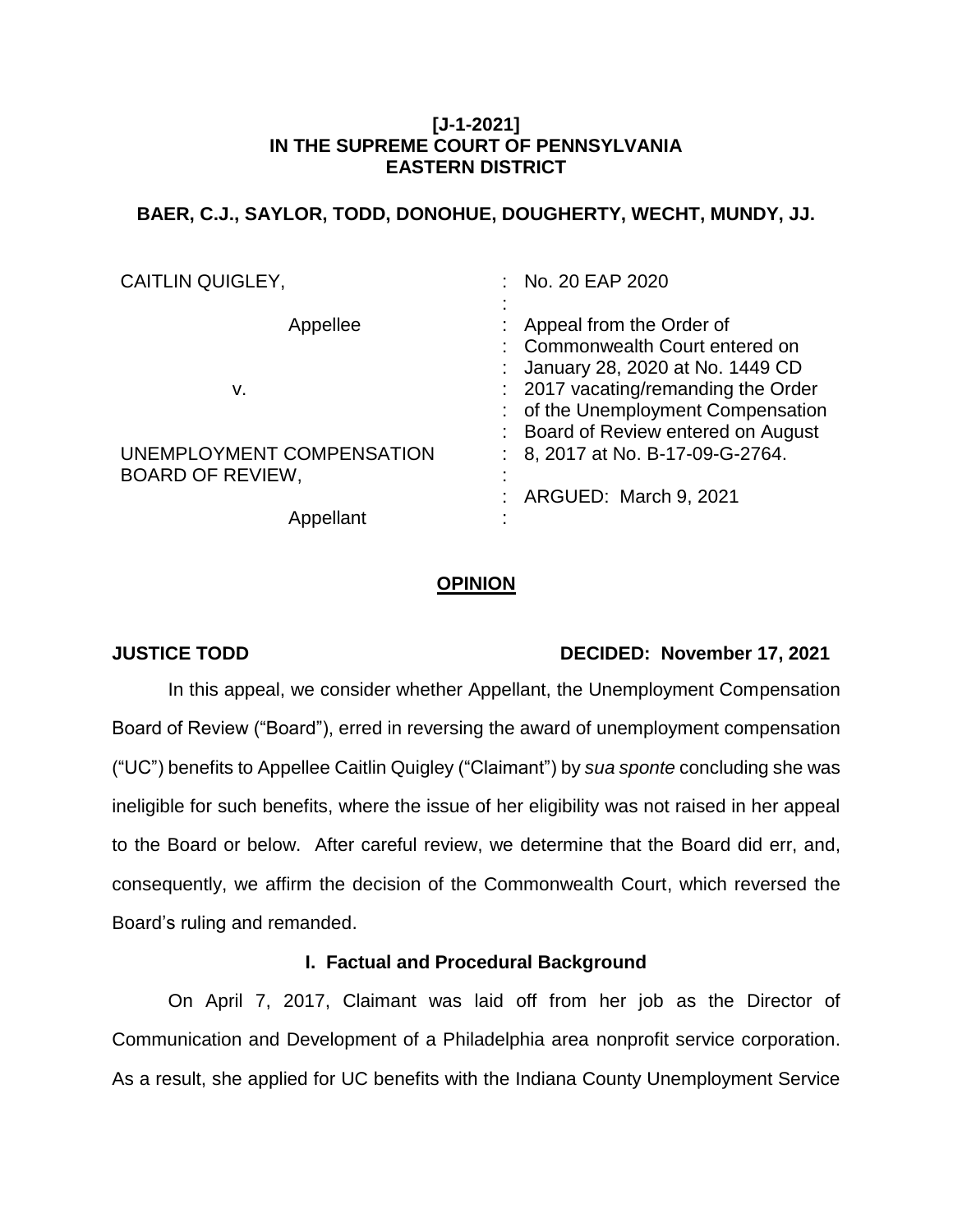**[J-1-2021]**
**IN THE SUPREME COURT OF PENNSYLVANIA**
**EASTERN DISTRICT**

**BAER, C.J., SAYLOR, TODD, DONOHUE, DOUGHERTY, WECHT, MUNDY, JJ.**

| | |
|---|---|
| CAITLIN QUIGLEY,<br><br>Appellee<br><br>v.<br><br>UNEMPLOYMENT COMPENSATION BOARD OF REVIEW,<br><br>Appellant | No. 20 EAP 2020<br><br>Appeal from the Order of Commonwealth Court entered on January 28, 2020 at No. 1449 CD 2017 vacating/remanding the Order of the Unemployment Compensation Board of Review entered on August 8, 2017 at No. B-17-09-G-2764.<br><br>ARGUED: March 9, 2021 |

**OPINION**

**JUSTICE TODD** **DECIDED: November 17, 2021**

In this appeal, we consider whether Appellant, the Unemployment Compensation Board of Review ("Board"), erred in reversing the award of unemployment compensation ("UC") benefits to Appellee Caitlin Quigley ("Claimant") by *sua sponte* concluding she was ineligible for such benefits, where the issue of her eligibility was not raised in her appeal to the Board or below. After careful review, we determine that the Board did err, and, consequently, we affirm the decision of the Commonwealth Court, which reversed the Board's ruling and remanded.

## I. Factual and Procedural Background

On April 7, 2017, Claimant was laid off from her job as the Director of Communication and Development of a Philadelphia area nonprofit service corporation. As a result, she applied for UC benefits with the Indiana County Unemployment Service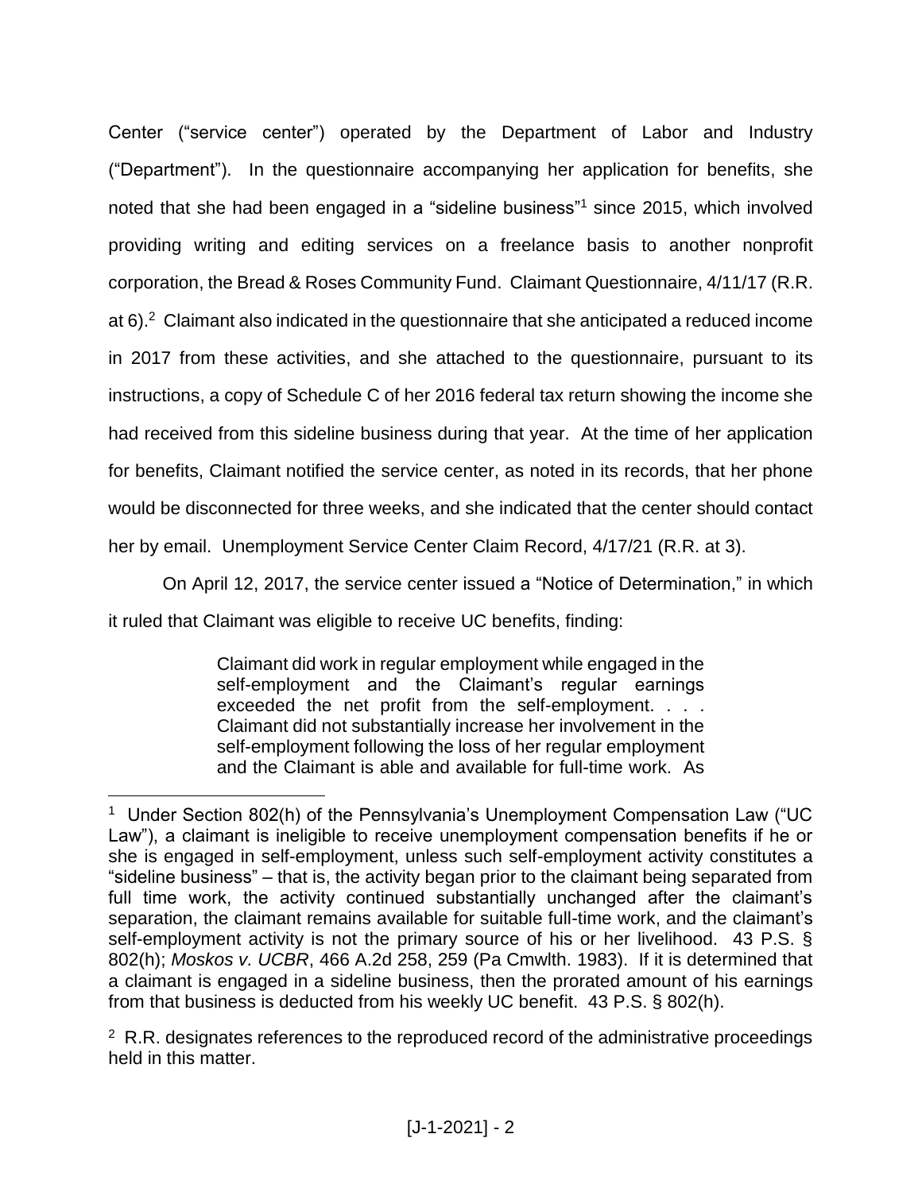Center ("service center") operated by the Department of Labor and Industry ("Department"). In the questionnaire accompanying her application for benefits, she noted that she had been engaged in a "sideline business"[1] since 2015, which involved providing writing and editing services on a freelance basis to another nonprofit corporation, the Bread & Roses Community Fund. Claimant Questionnaire, 4/11/17 (R.R. at 6).[2] Claimant also indicated in the questionnaire that she anticipated a reduced income in 2017 from these activities, and she attached to the questionnaire, pursuant to its instructions, a copy of Schedule C of her 2016 federal tax return showing the income she had received from this sideline business during that year. At the time of her application for benefits, Claimant notified the service center, as noted in its records, that her phone would be disconnected for three weeks, and she indicated that the center should contact her by email. Unemployment Service Center Claim Record, 4/17/21 (R.R. at 3).

On April 12, 2017, the service center issued a "Notice of Determination," in which it ruled that Claimant was eligible to receive UC benefits, finding:

> Claimant did work in regular employment while engaged in the self-employment and the Claimant's regular earnings exceeded the net profit from the self-employment. . . . Claimant did not substantially increase her involvement in the self-employment following the loss of her regular employment and the Claimant is able and available for full-time work. As

---

[1] Under Section 802(h) of the Pennsylvania's Unemployment Compensation Law ("UC Law"), a claimant is ineligible to receive unemployment compensation benefits if he or she is engaged in self-employment, unless such self-employment activity constitutes a "sideline business" – that is, the activity began prior to the claimant being separated from full time work, the activity continued substantially unchanged after the claimant's separation, the claimant remains available for suitable full-time work, and the claimant's self-employment activity is not the primary source of his or her livelihood. 43 P.S. § 802(h); *Moskos v. UCBR*, 466 A.2d 258, 259 (Pa Cmwlth. 1983). If it is determined that a claimant is engaged in a sideline business, then the prorated amount of his earnings from that business is deducted from his weekly UC benefit. 43 P.S. § 802(h).

[2] R.R. designates references to the reproduced record of the administrative proceedings held in this matter.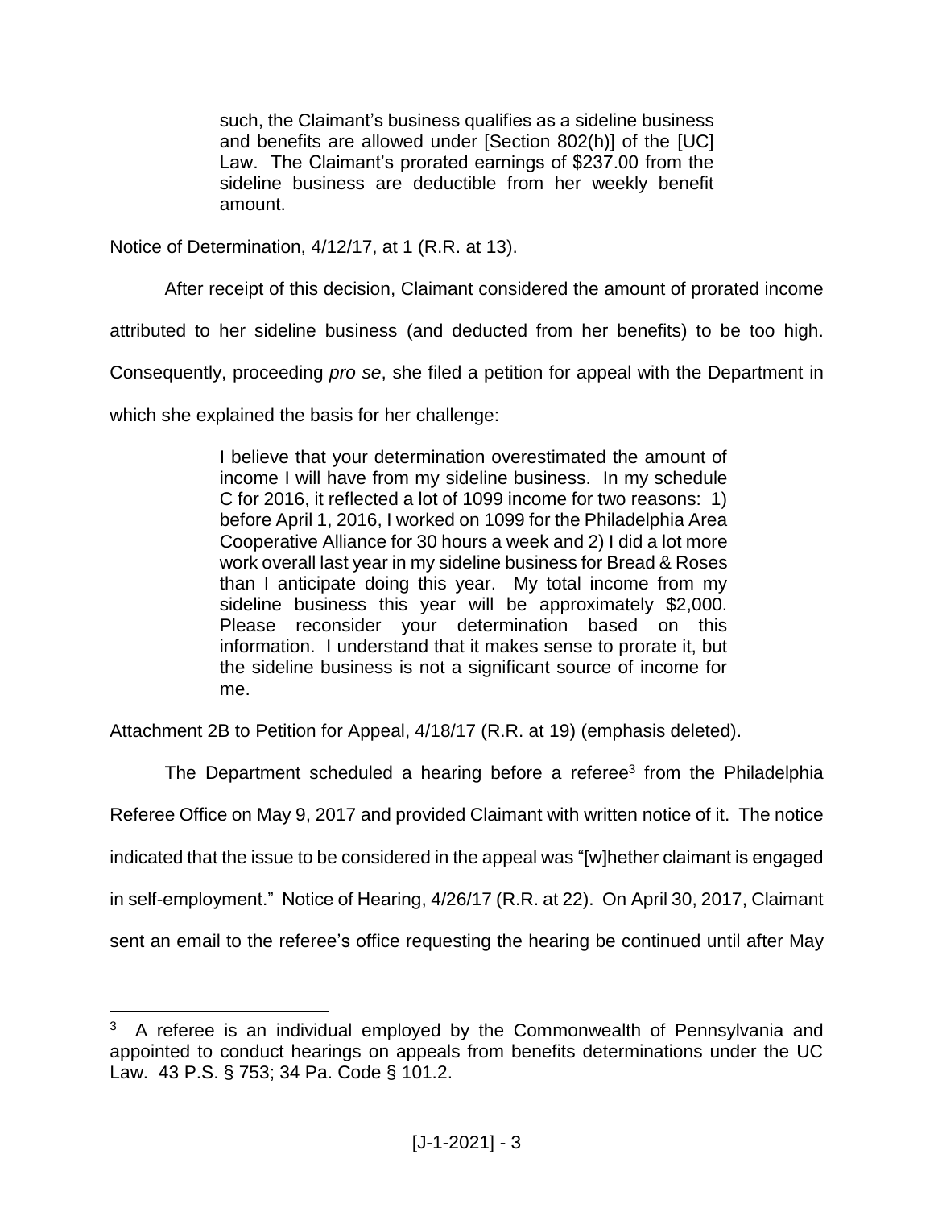> such, the Claimant's business qualifies as a sideline business and benefits are allowed under [Section 802(h)] of the [UC] Law. The Claimant's prorated earnings of $237.00 from the sideline business are deductible from her weekly benefit amount.

Notice of Determination, 4/12/17, at 1 (R.R. at 13).

After receipt of this decision, Claimant considered the amount of prorated income attributed to her sideline business (and deducted from her benefits) to be too high. Consequently, proceeding *pro se*, she filed a petition for appeal with the Department in which she explained the basis for her challenge:

> I believe that your determination overestimated the amount of income I will have from my sideline business. In my schedule C for 2016, it reflected a lot of 1099 income for two reasons: 1) before April 1, 2016, I worked on 1099 for the Philadelphia Area Cooperative Alliance for 30 hours a week and 2) I did a lot more work overall last year in my sideline business for Bread & Roses than I anticipate doing this year. My total income from my sideline business this year will be approximately $2,000. Please reconsider your determination based on this information. I understand that it makes sense to prorate it, but the sideline business is not a significant source of income for me.

Attachment 2B to Petition for Appeal, 4/18/17 (R.R. at 19) (emphasis deleted).

The Department scheduled a hearing before a referee[3] from the Philadelphia Referee Office on May 9, 2017 and provided Claimant with written notice of it. The notice indicated that the issue to be considered in the appeal was "[w]hether claimant is engaged in self-employment." Notice of Hearing, 4/26/17 (R.R. at 22). On April 30, 2017, Claimant sent an email to the referee's office requesting the hearing be continued until after May

[3] A referee is an individual employed by the Commonwealth of Pennsylvania and appointed to conduct hearings on appeals from benefits determinations under the UC Law. 43 P.S. § 753; 34 Pa. Code § 101.2.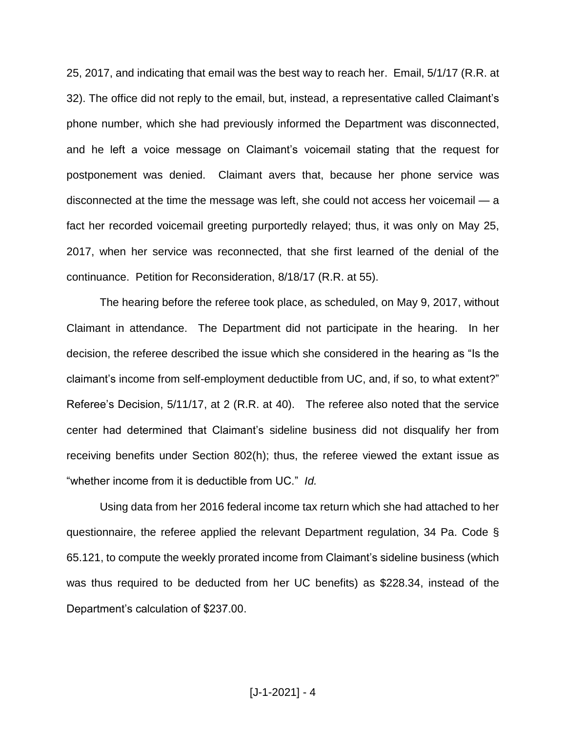25, 2017, and indicating that email was the best way to reach her. Email, 5/1/17 (R.R. at 32). The office did not reply to the email, but, instead, a representative called Claimant's phone number, which she had previously informed the Department was disconnected, and he left a voice message on Claimant's voicemail stating that the request for postponement was denied. Claimant avers that, because her phone service was disconnected at the time the message was left, she could not access her voicemail — a fact her recorded voicemail greeting purportedly relayed; thus, it was only on May 25, 2017, when her service was reconnected, that she first learned of the denial of the continuance. Petition for Reconsideration, 8/18/17 (R.R. at 55).

The hearing before the referee took place, as scheduled, on May 9, 2017, without Claimant in attendance. The Department did not participate in the hearing. In her decision, the referee described the issue which she considered in the hearing as "Is the claimant's income from self-employment deductible from UC, and, if so, to what extent?" Referee's Decision, 5/11/17, at 2 (R.R. at 40). The referee also noted that the service center had determined that Claimant's sideline business did not disqualify her from receiving benefits under Section 802(h); thus, the referee viewed the extant issue as "whether income from it is deductible from UC." *Id.*

Using data from her 2016 federal income tax return which she had attached to her questionnaire, the referee applied the relevant Department regulation, 34 Pa. Code § 65.121, to compute the weekly prorated income from Claimant's sideline business (which was thus required to be deducted from her UC benefits) as $228.34, instead of the Department's calculation of $237.00.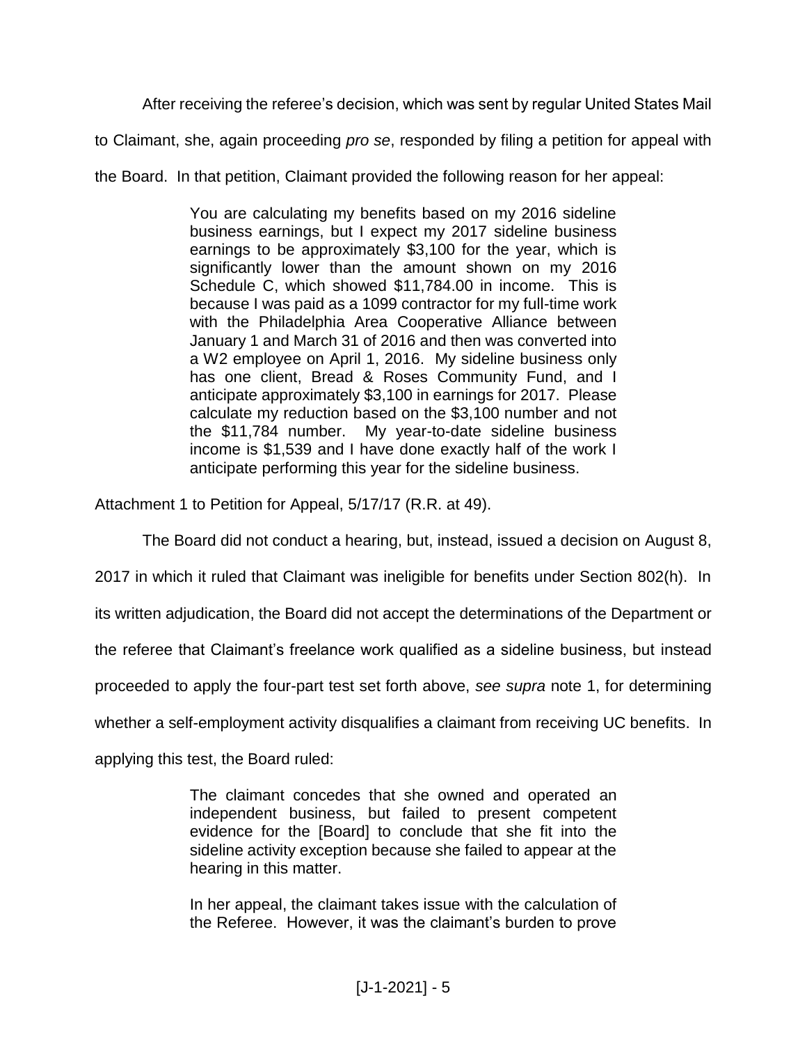After receiving the referee's decision, which was sent by regular United States Mail to Claimant, she, again proceeding *pro se*, responded by filing a petition for appeal with the Board. In that petition, Claimant provided the following reason for her appeal:

> You are calculating my benefits based on my 2016 sideline business earnings, but I expect my 2017 sideline business earnings to be approximately $3,100 for the year, which is significantly lower than the amount shown on my 2016 Schedule C, which showed $11,784.00 in income. This is because I was paid as a 1099 contractor for my full-time work with the Philadelphia Area Cooperative Alliance between January 1 and March 31 of 2016 and then was converted into a W2 employee on April 1, 2016. My sideline business only has one client, Bread & Roses Community Fund, and I anticipate approximately $3,100 in earnings for 2017. Please calculate my reduction based on the $3,100 number and not the $11,784 number. My year-to-date sideline business income is $1,539 and I have done exactly half of the work I anticipate performing this year for the sideline business.

Attachment 1 to Petition for Appeal, 5/17/17 (R.R. at 49).

The Board did not conduct a hearing, but, instead, issued a decision on August 8, 2017 in which it ruled that Claimant was ineligible for benefits under Section 802(h). In its written adjudication, the Board did not accept the determinations of the Department or the referee that Claimant's freelance work qualified as a sideline business, but instead proceeded to apply the four-part test set forth above, *see supra* note 1, for determining whether a self-employment activity disqualifies a claimant from receiving UC benefits. In applying this test, the Board ruled:

> The claimant concedes that she owned and operated an independent business, but failed to present competent evidence for the [Board] to conclude that she fit into the sideline activity exception because she failed to appear at the hearing in this matter.
>
> In her appeal, the claimant takes issue with the calculation of the Referee. However, it was the claimant's burden to prove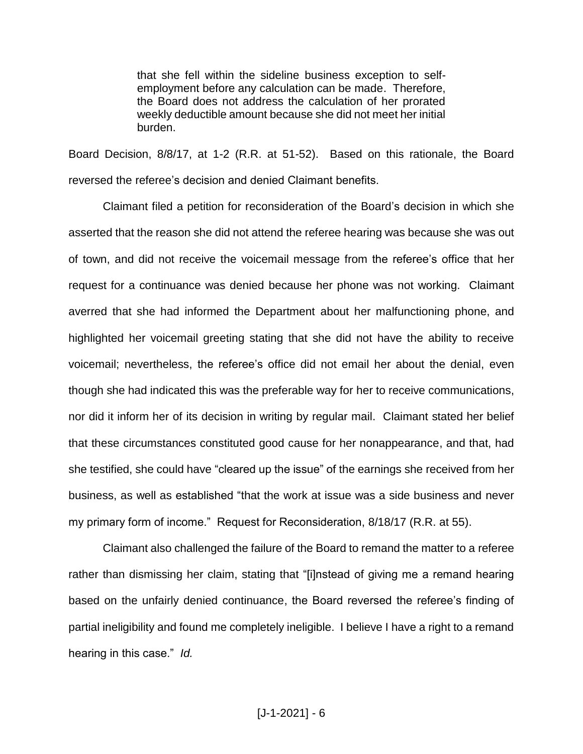> that she fell within the sideline business exception to self-employment before any calculation can be made. Therefore, the Board does not address the calculation of her prorated weekly deductible amount because she did not meet her initial burden.

Board Decision, 8/8/17, at 1-2 (R.R. at 51-52). Based on this rationale, the Board reversed the referee's decision and denied Claimant benefits.

Claimant filed a petition for reconsideration of the Board's decision in which she asserted that the reason she did not attend the referee hearing was because she was out of town, and did not receive the voicemail message from the referee's office that her request for a continuance was denied because her phone was not working. Claimant averred that she had informed the Department about her malfunctioning phone, and highlighted her voicemail greeting stating that she did not have the ability to receive voicemail; nevertheless, the referee's office did not email her about the denial, even though she had indicated this was the preferable way for her to receive communications, nor did it inform her of its decision in writing by regular mail. Claimant stated her belief that these circumstances constituted good cause for her nonappearance, and that, had she testified, she could have "cleared up the issue" of the earnings she received from her business, as well as established "that the work at issue was a side business and never my primary form of income." Request for Reconsideration, 8/18/17 (R.R. at 55).

Claimant also challenged the failure of the Board to remand the matter to a referee rather than dismissing her claim, stating that "[i]nstead of giving me a remand hearing based on the unfairly denied continuance, the Board reversed the referee's finding of partial ineligibility and found me completely ineligible. I believe I have a right to a remand hearing in this case." *Id.*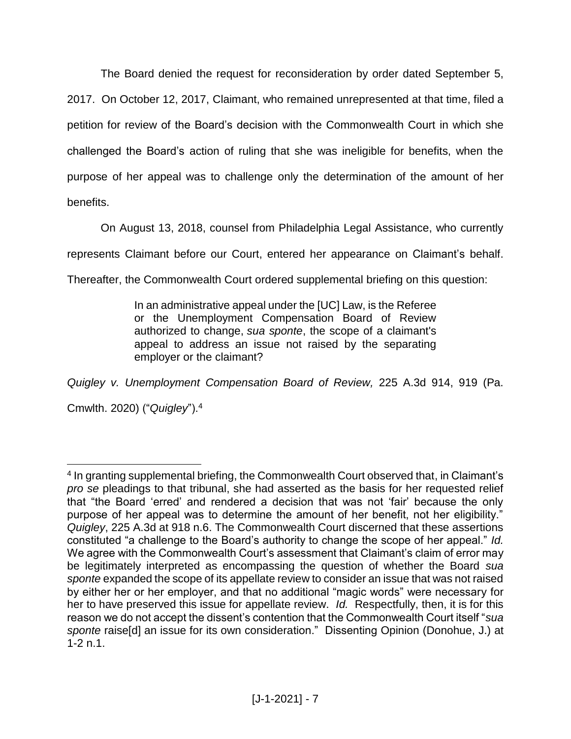The Board denied the request for reconsideration by order dated September 5, 2017. On October 12, 2017, Claimant, who remained unrepresented at that time, filed a petition for review of the Board's decision with the Commonwealth Court in which she challenged the Board's action of ruling that she was ineligible for benefits, when the purpose of her appeal was to challenge only the determination of the amount of her benefits.

On August 13, 2018, counsel from Philadelphia Legal Assistance, who currently represents Claimant before our Court, entered her appearance on Claimant's behalf. Thereafter, the Commonwealth Court ordered supplemental briefing on this question:

> In an administrative appeal under the [UC] Law, is the Referee or the Unemployment Compensation Board of Review authorized to change, *sua sponte*, the scope of a claimant's appeal to address an issue not raised by the separating employer or the claimant?

*Quigley v. Unemployment Compensation Board of Review,* 225 A.3d 914, 919 (Pa. Cmwlth. 2020) ("*Quigley*").[4]

---

[4] In granting supplemental briefing, the Commonwealth Court observed that, in Claimant's *pro se* pleadings to that tribunal, she had asserted as the basis for her requested relief that "the Board 'erred' and rendered a decision that was not 'fair' because the only purpose of her appeal was to determine the amount of her benefit, not her eligibility." *Quigley*, 225 A.3d at 918 n.6. The Commonwealth Court discerned that these assertions constituted "a challenge to the Board's authority to change the scope of her appeal." *Id.* We agree with the Commonwealth Court's assessment that Claimant's claim of error may be legitimately interpreted as encompassing the question of whether the Board *sua sponte* expanded the scope of its appellate review to consider an issue that was not raised by either her or her employer, and that no additional "magic words" were necessary for her to have preserved this issue for appellate review. *Id.* Respectfully, then, it is for this reason we do not accept the dissent's contention that the Commonwealth Court itself "*sua sponte* raise[d] an issue for its own consideration." Dissenting Opinion (Donohue, J.) at 1-2 n.1.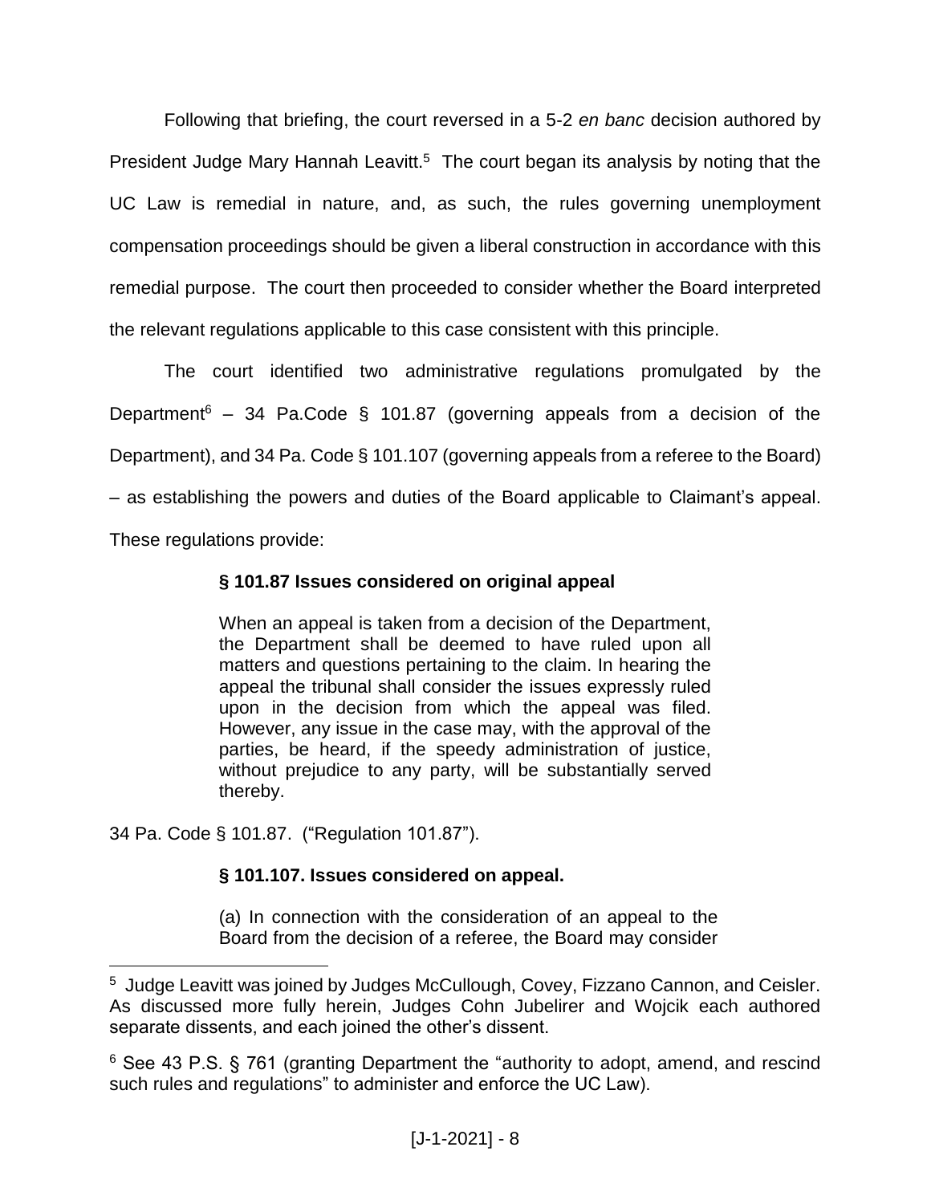Following that briefing, the court reversed in a 5-2 *en banc* decision authored by President Judge Mary Hannah Leavitt.[5] The court began its analysis by noting that the UC Law is remedial in nature, and, as such, the rules governing unemployment compensation proceedings should be given a liberal construction in accordance with this remedial purpose. The court then proceeded to consider whether the Board interpreted the relevant regulations applicable to this case consistent with this principle.

The court identified two administrative regulations promulgated by the Department[6] – 34 Pa.Code § 101.87 (governing appeals from a decision of the Department), and 34 Pa. Code § 101.107 (governing appeals from a referee to the Board) – as establishing the powers and duties of the Board applicable to Claimant's appeal. These regulations provide:

> **§ 101.87 Issues considered on original appeal**
>
> When an appeal is taken from a decision of the Department, the Department shall be deemed to have ruled upon all matters and questions pertaining to the claim. In hearing the appeal the tribunal shall consider the issues expressly ruled upon in the decision from which the appeal was filed. However, any issue in the case may, with the approval of the parties, be heard, if the speedy administration of justice, without prejudice to any party, will be substantially served thereby.

34 Pa. Code § 101.87. ("Regulation 101.87").

> **§ 101.107. Issues considered on appeal.**
>
> (a) In connection with the consideration of an appeal to the Board from the decision of a referee, the Board may consider

---

[5] Judge Leavitt was joined by Judges McCullough, Covey, Fizzano Cannon, and Ceisler. As discussed more fully herein, Judges Cohn Jubelirer and Wojcik each authored separate dissents, and each joined the other's dissent.

[6] See 43 P.S. § 761 (granting Department the "authority to adopt, amend, and rescind such rules and regulations" to administer and enforce the UC Law).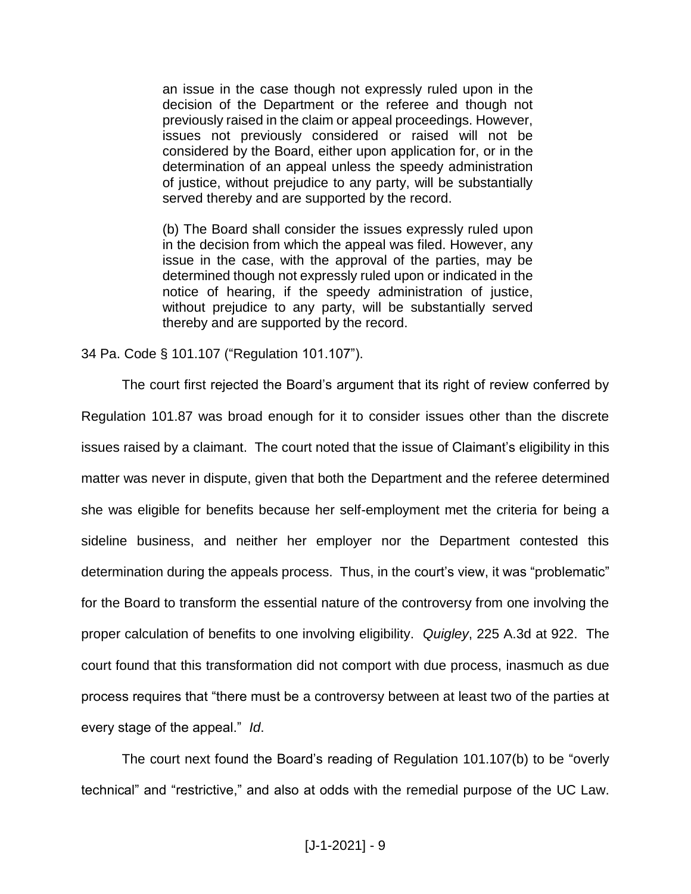> an issue in the case though not expressly ruled upon in the decision of the Department or the referee and though not previously raised in the claim or appeal proceedings. However, issues not previously considered or raised will not be considered by the Board, either upon application for, or in the determination of an appeal unless the speedy administration of justice, without prejudice to any party, will be substantially served thereby and are supported by the record.
>
> (b) The Board shall consider the issues expressly ruled upon in the decision from which the appeal was filed. However, any issue in the case, with the approval of the parties, may be determined though not expressly ruled upon or indicated in the notice of hearing, if the speedy administration of justice, without prejudice to any party, will be substantially served thereby and are supported by the record.

34 Pa. Code § 101.107 ("Regulation 101.107").

The court first rejected the Board's argument that its right of review conferred by Regulation 101.87 was broad enough for it to consider issues other than the discrete issues raised by a claimant. The court noted that the issue of Claimant's eligibility in this matter was never in dispute, given that both the Department and the referee determined she was eligible for benefits because her self-employment met the criteria for being a sideline business, and neither her employer nor the Department contested this determination during the appeals process. Thus, in the court's view, it was "problematic" for the Board to transform the essential nature of the controversy from one involving the proper calculation of benefits to one involving eligibility. *Quigley*, 225 A.3d at 922. The court found that this transformation did not comport with due process, inasmuch as due process requires that "there must be a controversy between at least two of the parties at every stage of the appeal." *Id*.

The court next found the Board's reading of Regulation 101.107(b) to be "overly technical" and "restrictive," and also at odds with the remedial purpose of the UC Law.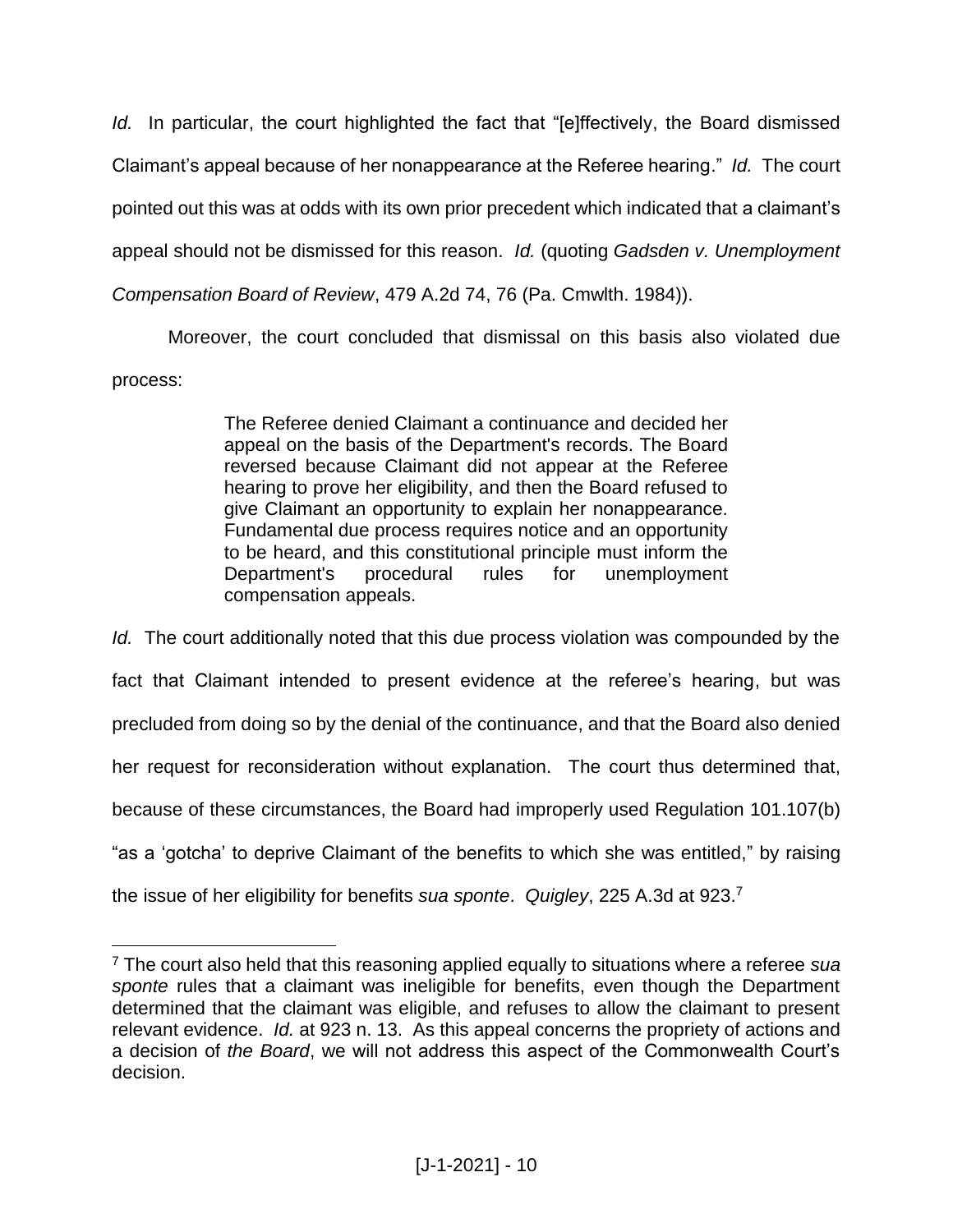*Id.* In particular, the court highlighted the fact that "[e]ffectively, the Board dismissed Claimant's appeal because of her nonappearance at the Referee hearing." *Id.* The court pointed out this was at odds with its own prior precedent which indicated that a claimant's appeal should not be dismissed for this reason. *Id.* (quoting *Gadsden v. Unemployment Compensation Board of Review*, 479 A.2d 74, 76 (Pa. Cmwlth. 1984)).

Moreover, the court concluded that dismissal on this basis also violated due process:

> The Referee denied Claimant a continuance and decided her appeal on the basis of the Department's records. The Board reversed because Claimant did not appear at the Referee hearing to prove her eligibility, and then the Board refused to give Claimant an opportunity to explain her nonappearance. Fundamental due process requires notice and an opportunity to be heard, and this constitutional principle must inform the Department's procedural rules for unemployment compensation appeals.

*Id.* The court additionally noted that this due process violation was compounded by the fact that Claimant intended to present evidence at the referee's hearing, but was precluded from doing so by the denial of the continuance, and that the Board also denied her request for reconsideration without explanation. The court thus determined that, because of these circumstances, the Board had improperly used Regulation 101.107(b) "as a 'gotcha' to deprive Claimant of the benefits to which she was entitled," by raising the issue of her eligibility for benefits *sua sponte*. *Quigley*, 225 A.3d at 923.[7]

---

[7] The court also held that this reasoning applied equally to situations where a referee *sua sponte* rules that a claimant was ineligible for benefits, even though the Department determined that the claimant was eligible, and refuses to allow the claimant to present relevant evidence. *Id.* at 923 n. 13. As this appeal concerns the propriety of actions and a decision of *the Board*, we will not address this aspect of the Commonwealth Court's decision.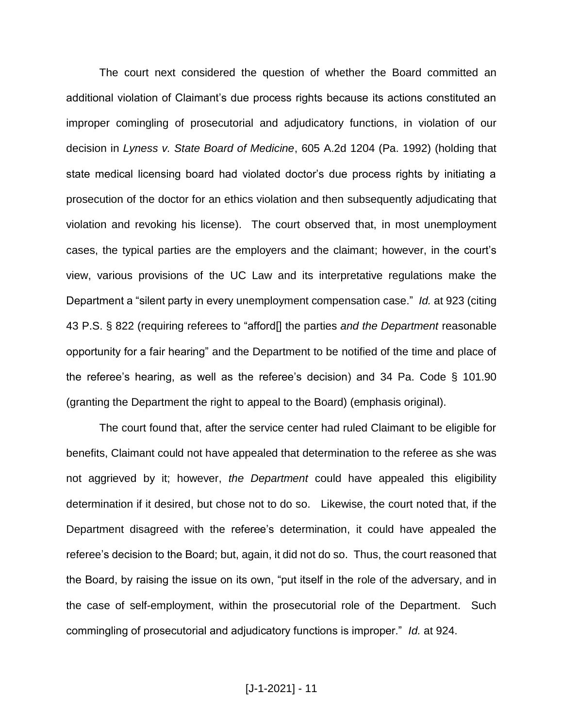The court next considered the question of whether the Board committed an additional violation of Claimant's due process rights because its actions constituted an improper comingling of prosecutorial and adjudicatory functions, in violation of our decision in *Lyness v. State Board of Medicine*, 605 A.2d 1204 (Pa. 1992) (holding that state medical licensing board had violated doctor's due process rights by initiating a prosecution of the doctor for an ethics violation and then subsequently adjudicating that violation and revoking his license). The court observed that, in most unemployment cases, the typical parties are the employers and the claimant; however, in the court's view, various provisions of the UC Law and its interpretative regulations make the Department a "silent party in every unemployment compensation case." *Id.* at 923 (citing 43 P.S. § 822 (requiring referees to "afford[] the parties *and the Department* reasonable opportunity for a fair hearing" and the Department to be notified of the time and place of the referee's hearing, as well as the referee's decision) and 34 Pa. Code § 101.90 (granting the Department the right to appeal to the Board) (emphasis original).

The court found that, after the service center had ruled Claimant to be eligible for benefits, Claimant could not have appealed that determination to the referee as she was not aggrieved by it; however, *the Department* could have appealed this eligibility determination if it desired, but chose not to do so. Likewise, the court noted that, if the Department disagreed with the referee's determination, it could have appealed the referee's decision to the Board; but, again, it did not do so. Thus, the court reasoned that the Board, by raising the issue on its own, "put itself in the role of the adversary, and in the case of self-employment, within the prosecutorial role of the Department. Such commingling of prosecutorial and adjudicatory functions is improper." *Id.* at 924.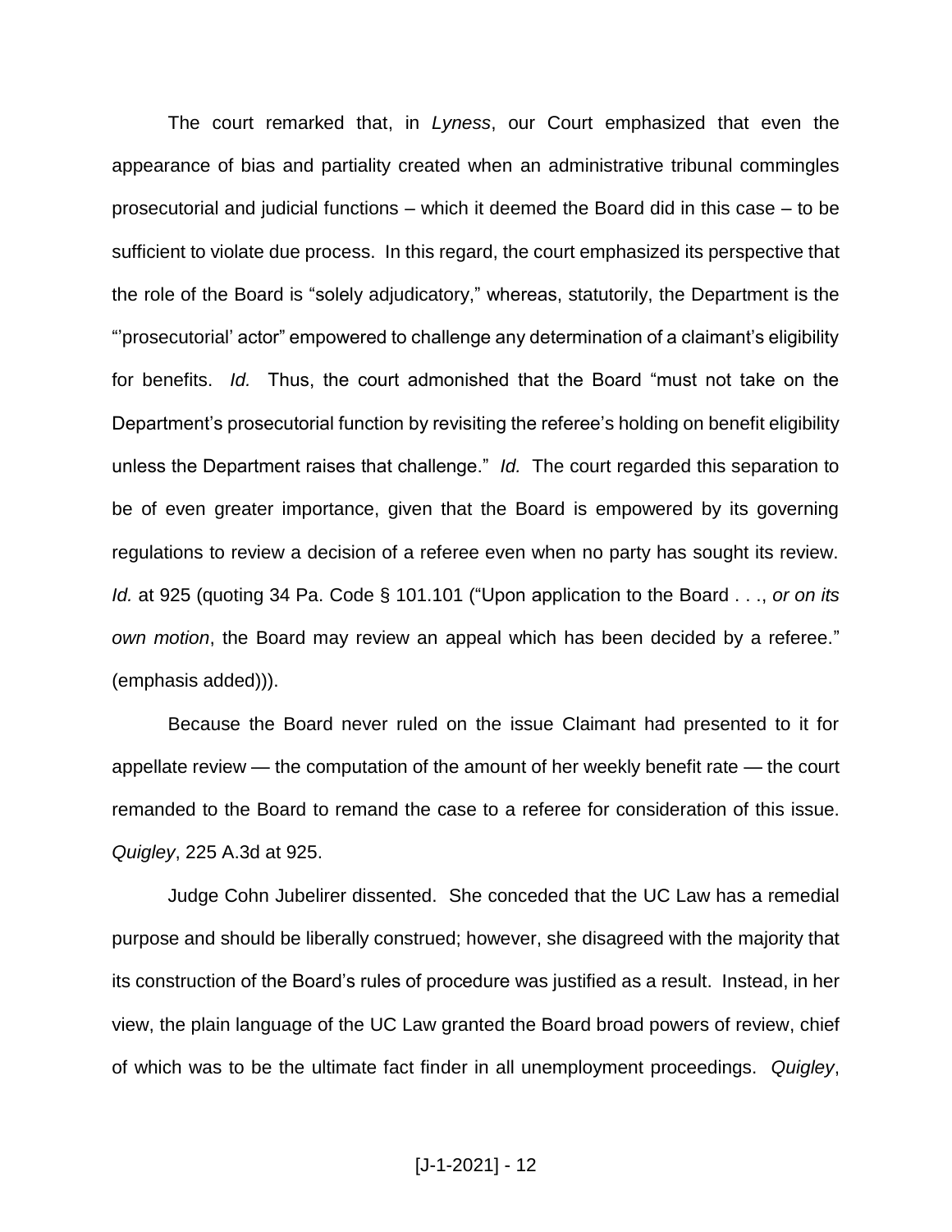The court remarked that, in *Lyness*, our Court emphasized that even the appearance of bias and partiality created when an administrative tribunal commingles prosecutorial and judicial functions – which it deemed the Board did in this case – to be sufficient to violate due process. In this regard, the court emphasized its perspective that the role of the Board is "solely adjudicatory," whereas, statutorily, the Department is the "'prosecutorial' actor" empowered to challenge any determination of a claimant's eligibility for benefits. *Id.* Thus, the court admonished that the Board "must not take on the Department's prosecutorial function by revisiting the referee's holding on benefit eligibility unless the Department raises that challenge." *Id.* The court regarded this separation to be of even greater importance, given that the Board is empowered by its governing regulations to review a decision of a referee even when no party has sought its review. *Id.* at 925 (quoting 34 Pa. Code § 101.101 ("Upon application to the Board . . ., *or on its own motion*, the Board may review an appeal which has been decided by a referee." (emphasis added))).

Because the Board never ruled on the issue Claimant had presented to it for appellate review — the computation of the amount of her weekly benefit rate — the court remanded to the Board to remand the case to a referee for consideration of this issue. *Quigley*, 225 A.3d at 925.

Judge Cohn Jubelirer dissented. She conceded that the UC Law has a remedial purpose and should be liberally construed; however, she disagreed with the majority that its construction of the Board's rules of procedure was justified as a result. Instead, in her view, the plain language of the UC Law granted the Board broad powers of review, chief of which was to be the ultimate fact finder in all unemployment proceedings. *Quigley*,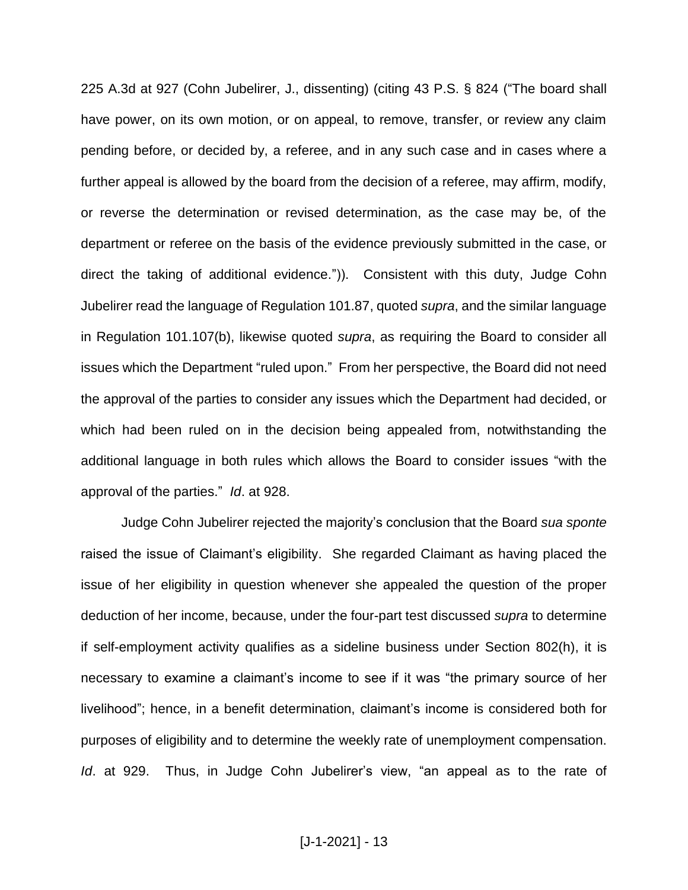225 A.3d at 927 (Cohn Jubelirer, J., dissenting) (citing 43 P.S. § 824 ("The board shall have power, on its own motion, or on appeal, to remove, transfer, or review any claim pending before, or decided by, a referee, and in any such case and in cases where a further appeal is allowed by the board from the decision of a referee, may affirm, modify, or reverse the determination or revised determination, as the case may be, of the department or referee on the basis of the evidence previously submitted in the case, or direct the taking of additional evidence.")). Consistent with this duty, Judge Cohn Jubelirer read the language of Regulation 101.87, quoted *supra*, and the similar language in Regulation 101.107(b), likewise quoted *supra*, as requiring the Board to consider all issues which the Department "ruled upon." From her perspective, the Board did not need the approval of the parties to consider any issues which the Department had decided, or which had been ruled on in the decision being appealed from, notwithstanding the additional language in both rules which allows the Board to consider issues "with the approval of the parties." *Id*. at 928.

Judge Cohn Jubelirer rejected the majority's conclusion that the Board *sua sponte* raised the issue of Claimant's eligibility. She regarded Claimant as having placed the issue of her eligibility in question whenever she appealed the question of the proper deduction of her income, because, under the four-part test discussed *supra* to determine if self-employment activity qualifies as a sideline business under Section 802(h), it is necessary to examine a claimant's income to see if it was "the primary source of her livelihood"; hence, in a benefit determination, claimant's income is considered both for purposes of eligibility and to determine the weekly rate of unemployment compensation. *Id*. at 929. Thus, in Judge Cohn Jubelirer's view, "an appeal as to the rate of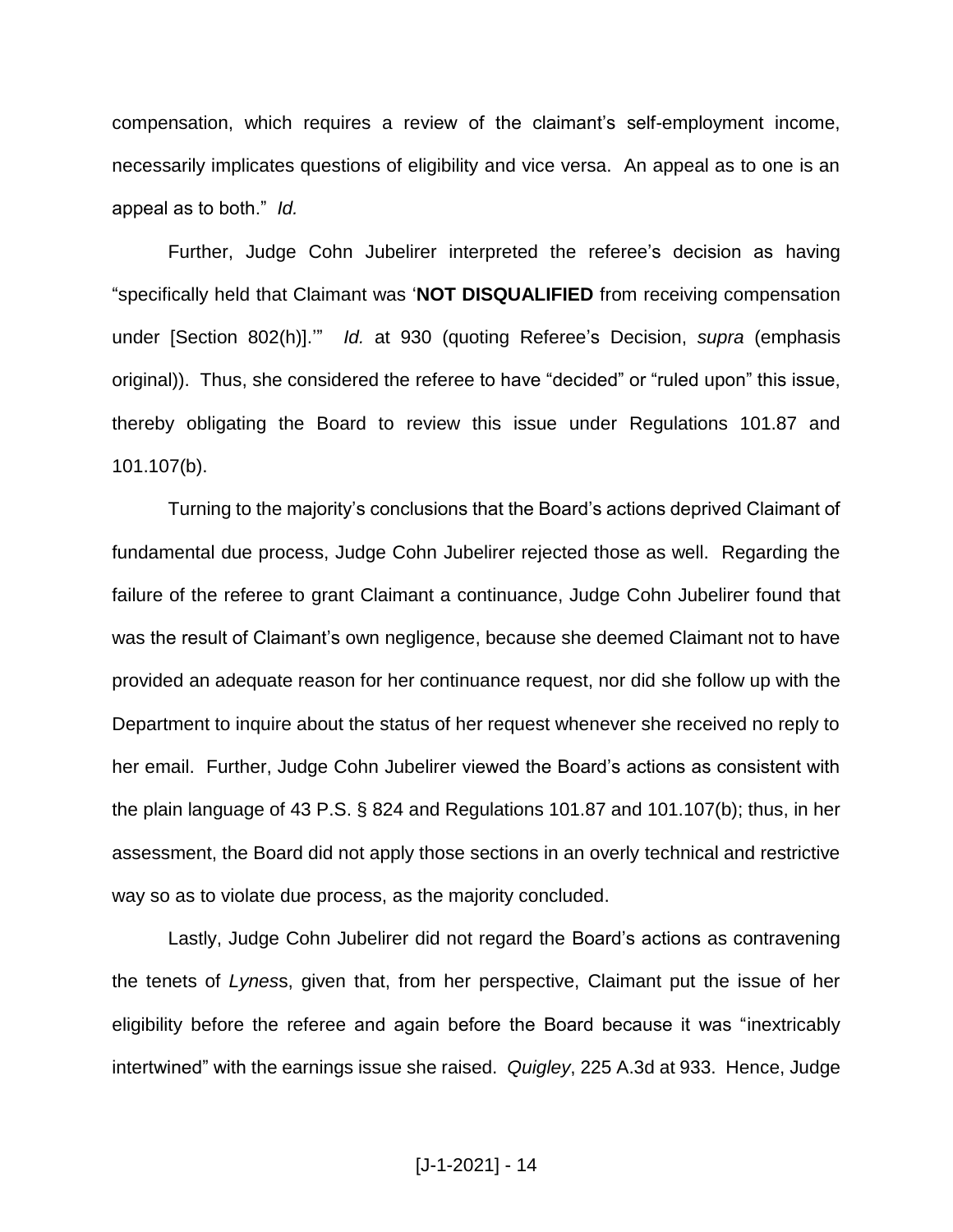compensation, which requires a review of the claimant's self-employment income, necessarily implicates questions of eligibility and vice versa. An appeal as to one is an appeal as to both." *Id.*

Further, Judge Cohn Jubelirer interpreted the referee's decision as having "specifically held that Claimant was '**NOT DISQUALIFIED** from receiving compensation under [Section 802(h)].'" *Id.* at 930 (quoting Referee's Decision, *supra* (emphasis original)). Thus, she considered the referee to have "decided" or "ruled upon" this issue, thereby obligating the Board to review this issue under Regulations 101.87 and 101.107(b).

Turning to the majority's conclusions that the Board's actions deprived Claimant of fundamental due process, Judge Cohn Jubelirer rejected those as well. Regarding the failure of the referee to grant Claimant a continuance, Judge Cohn Jubelirer found that was the result of Claimant's own negligence, because she deemed Claimant not to have provided an adequate reason for her continuance request, nor did she follow up with the Department to inquire about the status of her request whenever she received no reply to her email. Further, Judge Cohn Jubelirer viewed the Board's actions as consistent with the plain language of 43 P.S. § 824 and Regulations 101.87 and 101.107(b); thus, in her assessment, the Board did not apply those sections in an overly technical and restrictive way so as to violate due process, as the majority concluded.

Lastly, Judge Cohn Jubelirer did not regard the Board's actions as contravening the tenets of *Lyness*, given that, from her perspective, Claimant put the issue of her eligibility before the referee and again before the Board because it was "inextricably intertwined" with the earnings issue she raised. *Quigley*, 225 A.3d at 933. Hence, Judge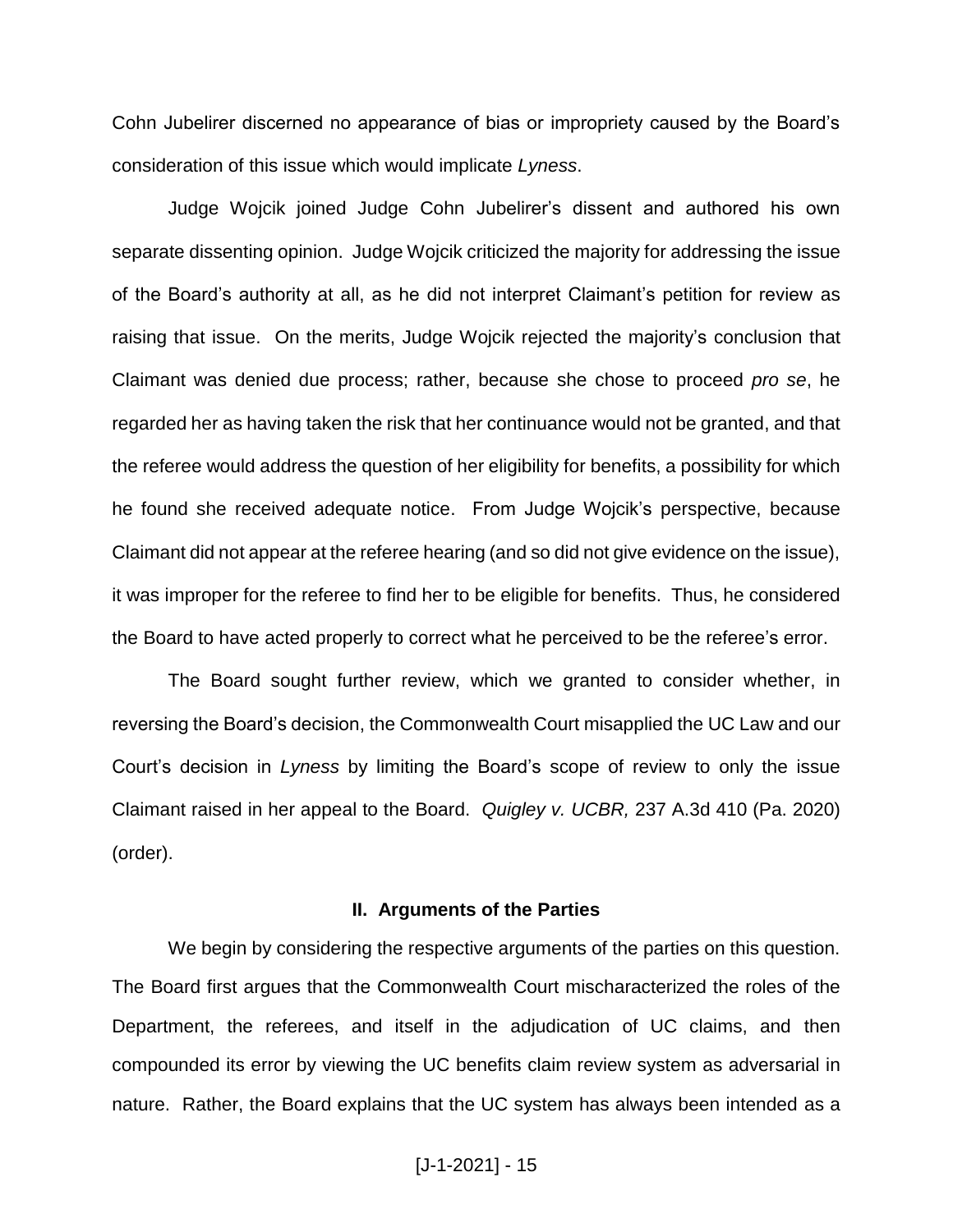Cohn Jubelirer discerned no appearance of bias or impropriety caused by the Board's consideration of this issue which would implicate *Lyness*.

Judge Wojcik joined Judge Cohn Jubelirer's dissent and authored his own separate dissenting opinion. Judge Wojcik criticized the majority for addressing the issue of the Board's authority at all, as he did not interpret Claimant's petition for review as raising that issue. On the merits, Judge Wojcik rejected the majority's conclusion that Claimant was denied due process; rather, because she chose to proceed *pro se*, he regarded her as having taken the risk that her continuance would not be granted, and that the referee would address the question of her eligibility for benefits, a possibility for which he found she received adequate notice. From Judge Wojcik's perspective, because Claimant did not appear at the referee hearing (and so did not give evidence on the issue), it was improper for the referee to find her to be eligible for benefits. Thus, he considered the Board to have acted properly to correct what he perceived to be the referee's error.

The Board sought further review, which we granted to consider whether, in reversing the Board's decision, the Commonwealth Court misapplied the UC Law and our Court's decision in *Lyness* by limiting the Board's scope of review to only the issue Claimant raised in her appeal to the Board. *Quigley v. UCBR,* 237 A.3d 410 (Pa. 2020) (order).

## II. Arguments of the Parties

We begin by considering the respective arguments of the parties on this question. The Board first argues that the Commonwealth Court mischaracterized the roles of the Department, the referees, and itself in the adjudication of UC claims, and then compounded its error by viewing the UC benefits claim review system as adversarial in nature. Rather, the Board explains that the UC system has always been intended as a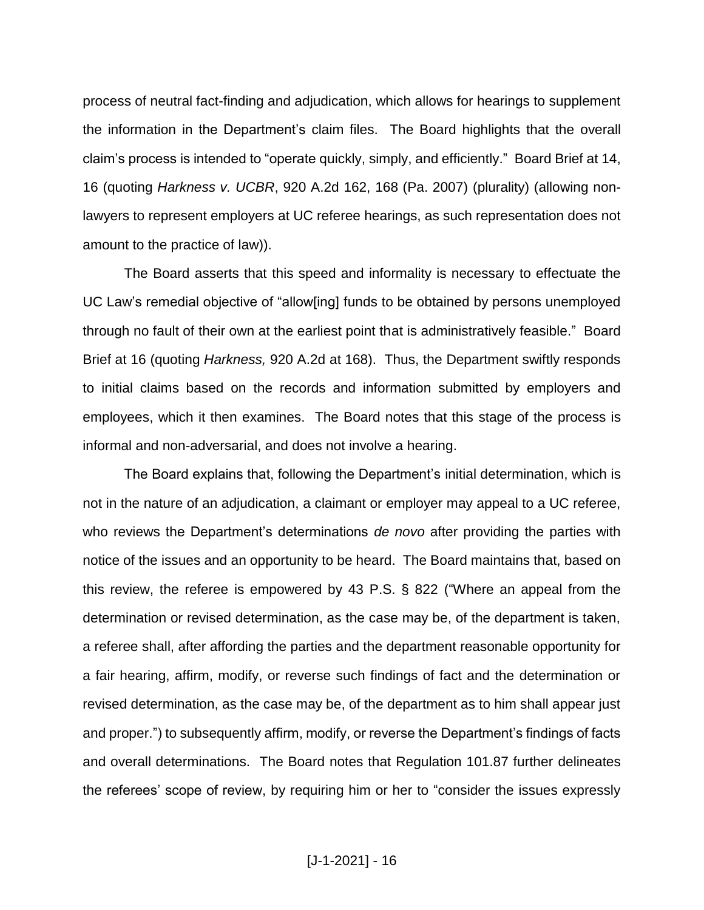process of neutral fact-finding and adjudication, which allows for hearings to supplement the information in the Department's claim files. The Board highlights that the overall claim's process is intended to "operate quickly, simply, and efficiently." Board Brief at 14, 16 (quoting *Harkness v. UCBR*, 920 A.2d 162, 168 (Pa. 2007) (plurality) (allowing non-lawyers to represent employers at UC referee hearings, as such representation does not amount to the practice of law)).

The Board asserts that this speed and informality is necessary to effectuate the UC Law's remedial objective of "allow[ing] funds to be obtained by persons unemployed through no fault of their own at the earliest point that is administratively feasible." Board Brief at 16 (quoting *Harkness,* 920 A.2d at 168). Thus, the Department swiftly responds to initial claims based on the records and information submitted by employers and employees, which it then examines. The Board notes that this stage of the process is informal and non-adversarial, and does not involve a hearing.

The Board explains that, following the Department's initial determination, which is not in the nature of an adjudication, a claimant or employer may appeal to a UC referee, who reviews the Department's determinations *de novo* after providing the parties with notice of the issues and an opportunity to be heard. The Board maintains that, based on this review, the referee is empowered by 43 P.S. § 822 ("Where an appeal from the determination or revised determination, as the case may be, of the department is taken, a referee shall, after affording the parties and the department reasonable opportunity for a fair hearing, affirm, modify, or reverse such findings of fact and the determination or revised determination, as the case may be, of the department as to him shall appear just and proper.") to subsequently affirm, modify, or reverse the Department's findings of facts and overall determinations. The Board notes that Regulation 101.87 further delineates the referees' scope of review, by requiring him or her to "consider the issues expressly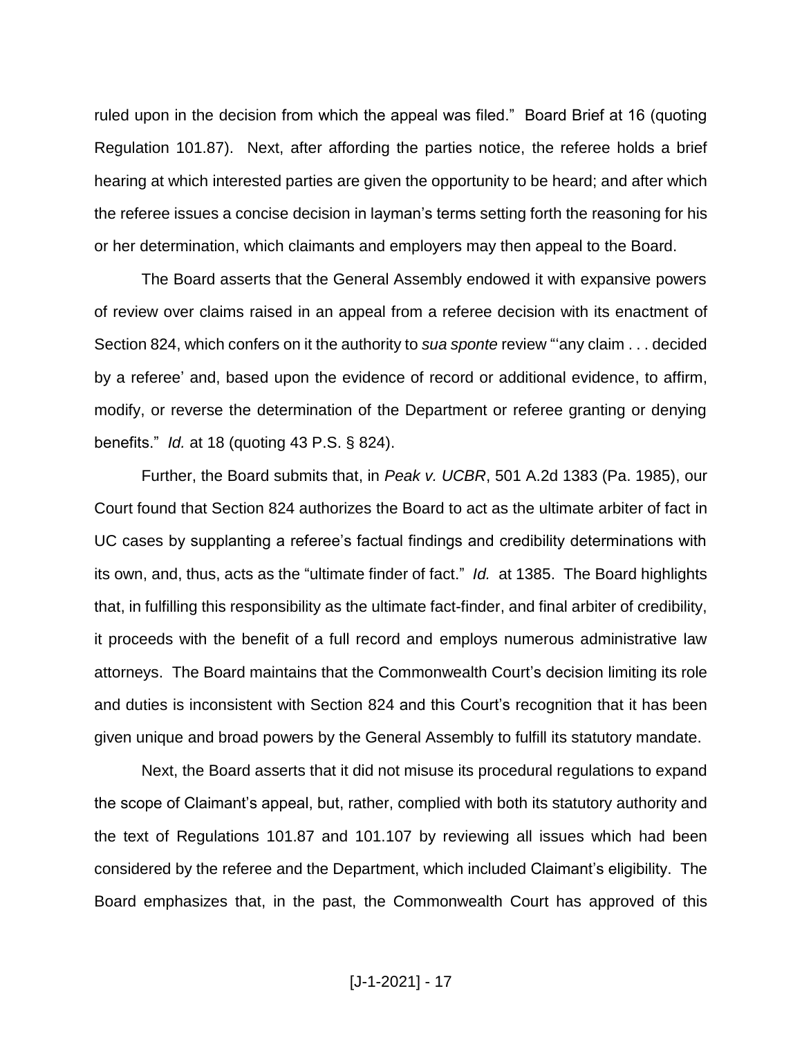ruled upon in the decision from which the appeal was filed." Board Brief at 16 (quoting Regulation 101.87). Next, after affording the parties notice, the referee holds a brief hearing at which interested parties are given the opportunity to be heard; and after which the referee issues a concise decision in layman's terms setting forth the reasoning for his or her determination, which claimants and employers may then appeal to the Board.

The Board asserts that the General Assembly endowed it with expansive powers of review over claims raised in an appeal from a referee decision with its enactment of Section 824, which confers on it the authority to *sua sponte* review "'any claim . . . decided by a referee' and, based upon the evidence of record or additional evidence, to affirm, modify, or reverse the determination of the Department or referee granting or denying benefits." *Id.* at 18 (quoting 43 P.S. § 824).

Further, the Board submits that, in *Peak v. UCBR*, 501 A.2d 1383 (Pa. 1985), our Court found that Section 824 authorizes the Board to act as the ultimate arbiter of fact in UC cases by supplanting a referee's factual findings and credibility determinations with its own, and, thus, acts as the "ultimate finder of fact." *Id.* at 1385. The Board highlights that, in fulfilling this responsibility as the ultimate fact-finder, and final arbiter of credibility, it proceeds with the benefit of a full record and employs numerous administrative law attorneys. The Board maintains that the Commonwealth Court's decision limiting its role and duties is inconsistent with Section 824 and this Court's recognition that it has been given unique and broad powers by the General Assembly to fulfill its statutory mandate.

Next, the Board asserts that it did not misuse its procedural regulations to expand the scope of Claimant's appeal, but, rather, complied with both its statutory authority and the text of Regulations 101.87 and 101.107 by reviewing all issues which had been considered by the referee and the Department, which included Claimant's eligibility. The Board emphasizes that, in the past, the Commonwealth Court has approved of this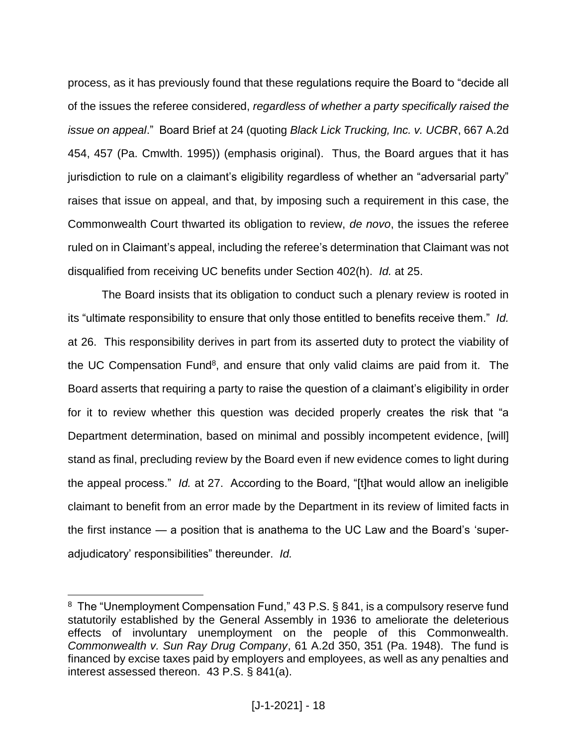process, as it has previously found that these regulations require the Board to "decide all of the issues the referee considered, *regardless of whether a party specifically raised the issue on appeal*." Board Brief at 24 (quoting *Black Lick Trucking, Inc. v. UCBR*, 667 A.2d 454, 457 (Pa. Cmwlth. 1995)) (emphasis original). Thus, the Board argues that it has jurisdiction to rule on a claimant's eligibility regardless of whether an "adversarial party" raises that issue on appeal, and that, by imposing such a requirement in this case, the Commonwealth Court thwarted its obligation to review, *de novo*, the issues the referee ruled on in Claimant's appeal, including the referee's determination that Claimant was not disqualified from receiving UC benefits under Section 402(h). *Id.* at 25.

The Board insists that its obligation to conduct such a plenary review is rooted in its "ultimate responsibility to ensure that only those entitled to benefits receive them." *Id.* at 26. This responsibility derives in part from its asserted duty to protect the viability of the UC Compensation Fund[8], and ensure that only valid claims are paid from it. The Board asserts that requiring a party to raise the question of a claimant's eligibility in order for it to review whether this question was decided properly creates the risk that "a Department determination, based on minimal and possibly incompetent evidence, [will] stand as final, precluding review by the Board even if new evidence comes to light during the appeal process." *Id.* at 27. According to the Board, "[t]hat would allow an ineligible claimant to benefit from an error made by the Department in its review of limited facts in the first instance — a position that is anathema to the UC Law and the Board's 'super-adjudicatory' responsibilities" thereunder. *Id.*

---

[8] The "Unemployment Compensation Fund," 43 P.S. § 841, is a compulsory reserve fund statutorily established by the General Assembly in 1936 to ameliorate the deleterious effects of involuntary unemployment on the people of this Commonwealth. *Commonwealth v. Sun Ray Drug Company*, 61 A.2d 350, 351 (Pa. 1948). The fund is financed by excise taxes paid by employers and employees, as well as any penalties and interest assessed thereon. 43 P.S. § 841(a).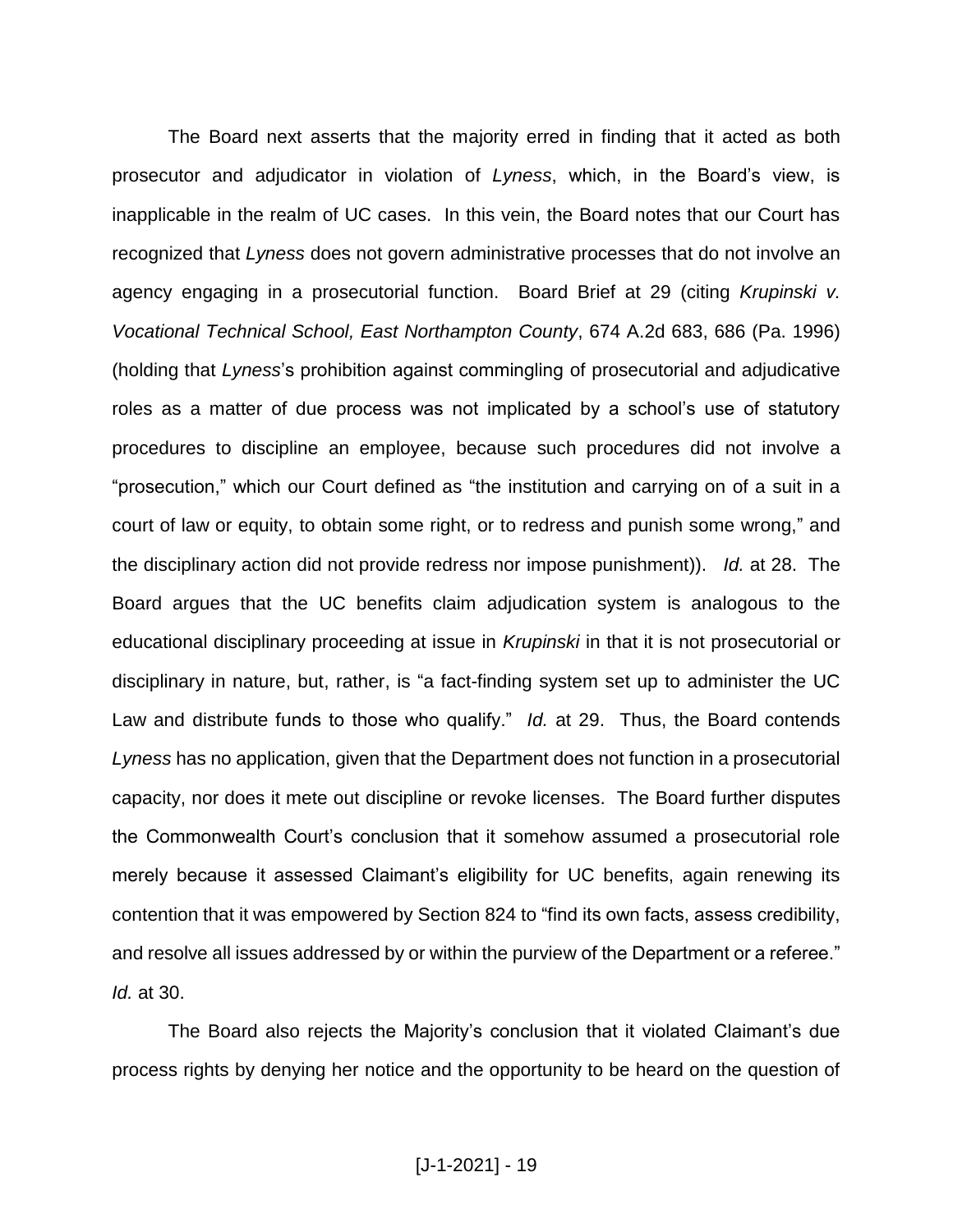The Board next asserts that the majority erred in finding that it acted as both prosecutor and adjudicator in violation of *Lyness*, which, in the Board's view, is inapplicable in the realm of UC cases. In this vein, the Board notes that our Court has recognized that *Lyness* does not govern administrative processes that do not involve an agency engaging in a prosecutorial function. Board Brief at 29 (citing *Krupinski v. Vocational Technical School, East Northampton County*, 674 A.2d 683, 686 (Pa. 1996) (holding that *Lyness*'s prohibition against commingling of prosecutorial and adjudicative roles as a matter of due process was not implicated by a school's use of statutory procedures to discipline an employee, because such procedures did not involve a "prosecution," which our Court defined as "the institution and carrying on of a suit in a court of law or equity, to obtain some right, or to redress and punish some wrong," and the disciplinary action did not provide redress nor impose punishment)). *Id.* at 28. The Board argues that the UC benefits claim adjudication system is analogous to the educational disciplinary proceeding at issue in *Krupinski* in that it is not prosecutorial or disciplinary in nature, but, rather, is "a fact-finding system set up to administer the UC Law and distribute funds to those who qualify." *Id.* at 29. Thus, the Board contends *Lyness* has no application, given that the Department does not function in a prosecutorial capacity, nor does it mete out discipline or revoke licenses. The Board further disputes the Commonwealth Court's conclusion that it somehow assumed a prosecutorial role merely because it assessed Claimant's eligibility for UC benefits, again renewing its contention that it was empowered by Section 824 to "find its own facts, assess credibility, and resolve all issues addressed by or within the purview of the Department or a referee." *Id.* at 30.

The Board also rejects the Majority's conclusion that it violated Claimant's due process rights by denying her notice and the opportunity to be heard on the question of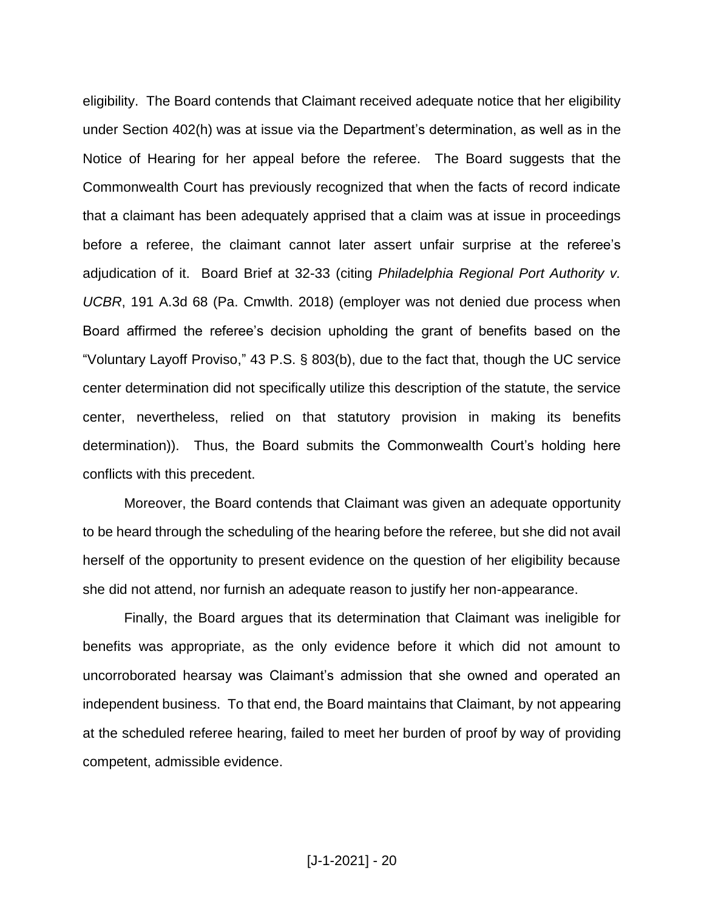eligibility. The Board contends that Claimant received adequate notice that her eligibility under Section 402(h) was at issue via the Department's determination, as well as in the Notice of Hearing for her appeal before the referee. The Board suggests that the Commonwealth Court has previously recognized that when the facts of record indicate that a claimant has been adequately apprised that a claim was at issue in proceedings before a referee, the claimant cannot later assert unfair surprise at the referee's adjudication of it. Board Brief at 32-33 (citing *Philadelphia Regional Port Authority v. UCBR*, 191 A.3d 68 (Pa. Cmwlth. 2018) (employer was not denied due process when Board affirmed the referee's decision upholding the grant of benefits based on the "Voluntary Layoff Proviso," 43 P.S. § 803(b), due to the fact that, though the UC service center determination did not specifically utilize this description of the statute, the service center, nevertheless, relied on that statutory provision in making its benefits determination)). Thus, the Board submits the Commonwealth Court's holding here conflicts with this precedent.

Moreover, the Board contends that Claimant was given an adequate opportunity to be heard through the scheduling of the hearing before the referee, but she did not avail herself of the opportunity to present evidence on the question of her eligibility because she did not attend, nor furnish an adequate reason to justify her non-appearance.

Finally, the Board argues that its determination that Claimant was ineligible for benefits was appropriate, as the only evidence before it which did not amount to uncorroborated hearsay was Claimant's admission that she owned and operated an independent business. To that end, the Board maintains that Claimant, by not appearing at the scheduled referee hearing, failed to meet her burden of proof by way of providing competent, admissible evidence.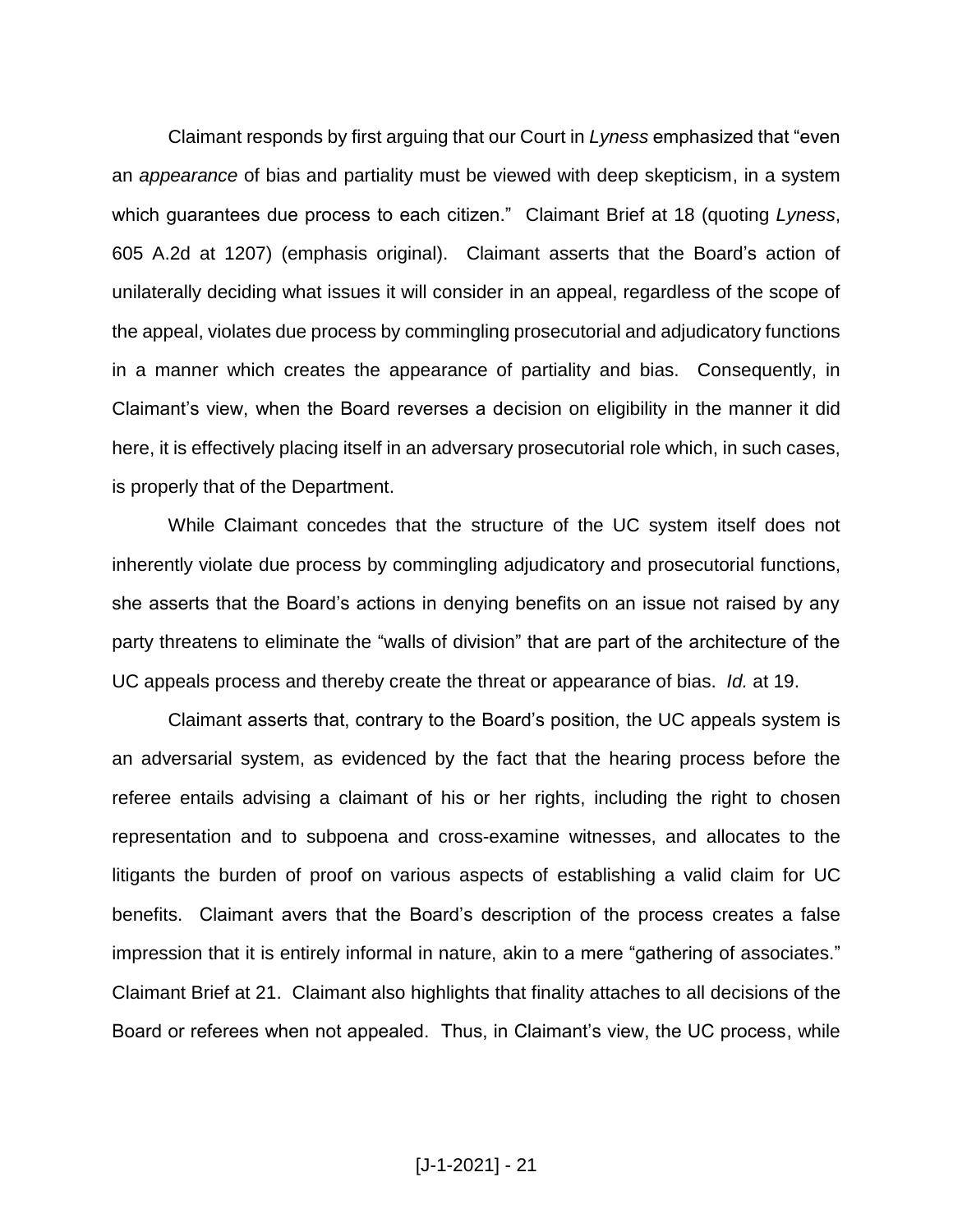Claimant responds by first arguing that our Court in *Lyness* emphasized that "even an *appearance* of bias and partiality must be viewed with deep skepticism, in a system which guarantees due process to each citizen." Claimant Brief at 18 (quoting *Lyness*, 605 A.2d at 1207) (emphasis original). Claimant asserts that the Board's action of unilaterally deciding what issues it will consider in an appeal, regardless of the scope of the appeal, violates due process by commingling prosecutorial and adjudicatory functions in a manner which creates the appearance of partiality and bias. Consequently, in Claimant's view, when the Board reverses a decision on eligibility in the manner it did here, it is effectively placing itself in an adversary prosecutorial role which, in such cases, is properly that of the Department.

While Claimant concedes that the structure of the UC system itself does not inherently violate due process by commingling adjudicatory and prosecutorial functions, she asserts that the Board's actions in denying benefits on an issue not raised by any party threatens to eliminate the "walls of division" that are part of the architecture of the UC appeals process and thereby create the threat or appearance of bias. *Id.* at 19.

Claimant asserts that, contrary to the Board's position, the UC appeals system is an adversarial system, as evidenced by the fact that the hearing process before the referee entails advising a claimant of his or her rights, including the right to chosen representation and to subpoena and cross-examine witnesses, and allocates to the litigants the burden of proof on various aspects of establishing a valid claim for UC benefits. Claimant avers that the Board's description of the process creates a false impression that it is entirely informal in nature, akin to a mere "gathering of associates." Claimant Brief at 21. Claimant also highlights that finality attaches to all decisions of the Board or referees when not appealed. Thus, in Claimant's view, the UC process, while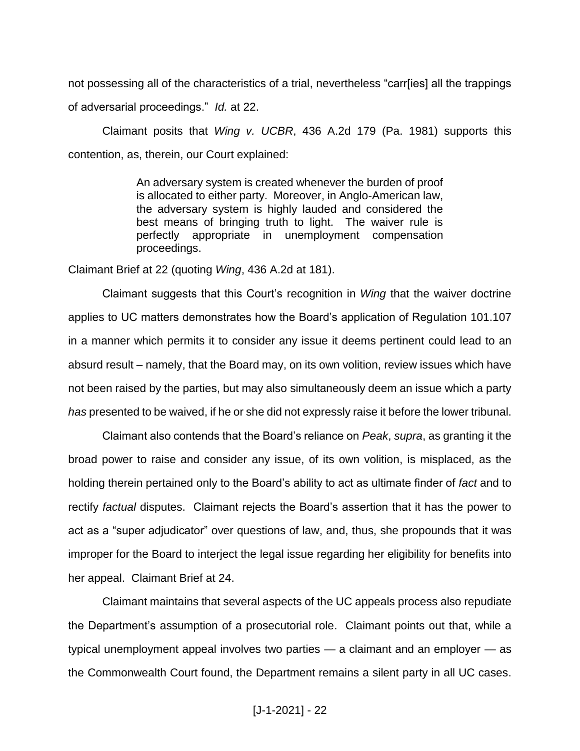not possessing all of the characteristics of a trial, nevertheless "carr[ies] all the trappings of adversarial proceedings." *Id.* at 22.

Claimant posits that *Wing v. UCBR*, 436 A.2d 179 (Pa. 1981) supports this contention, as, therein, our Court explained:

> An adversary system is created whenever the burden of proof is allocated to either party. Moreover, in Anglo-American law, the adversary system is highly lauded and considered the best means of bringing truth to light. The waiver rule is perfectly appropriate in unemployment compensation proceedings.

Claimant Brief at 22 (quoting *Wing*, 436 A.2d at 181).

Claimant suggests that this Court's recognition in *Wing* that the waiver doctrine applies to UC matters demonstrates how the Board's application of Regulation 101.107 in a manner which permits it to consider any issue it deems pertinent could lead to an absurd result – namely, that the Board may, on its own volition, review issues which have not been raised by the parties, but may also simultaneously deem an issue which a party *has* presented to be waived, if he or she did not expressly raise it before the lower tribunal.

Claimant also contends that the Board's reliance on *Peak*, *supra*, as granting it the broad power to raise and consider any issue, of its own volition, is misplaced, as the holding therein pertained only to the Board's ability to act as ultimate finder of *fact* and to rectify *factual* disputes. Claimant rejects the Board's assertion that it has the power to act as a "super adjudicator" over questions of law, and, thus, she propounds that it was improper for the Board to interject the legal issue regarding her eligibility for benefits into her appeal. Claimant Brief at 24.

Claimant maintains that several aspects of the UC appeals process also repudiate the Department's assumption of a prosecutorial role. Claimant points out that, while a typical unemployment appeal involves two parties — a claimant and an employer — as the Commonwealth Court found, the Department remains a silent party in all UC cases.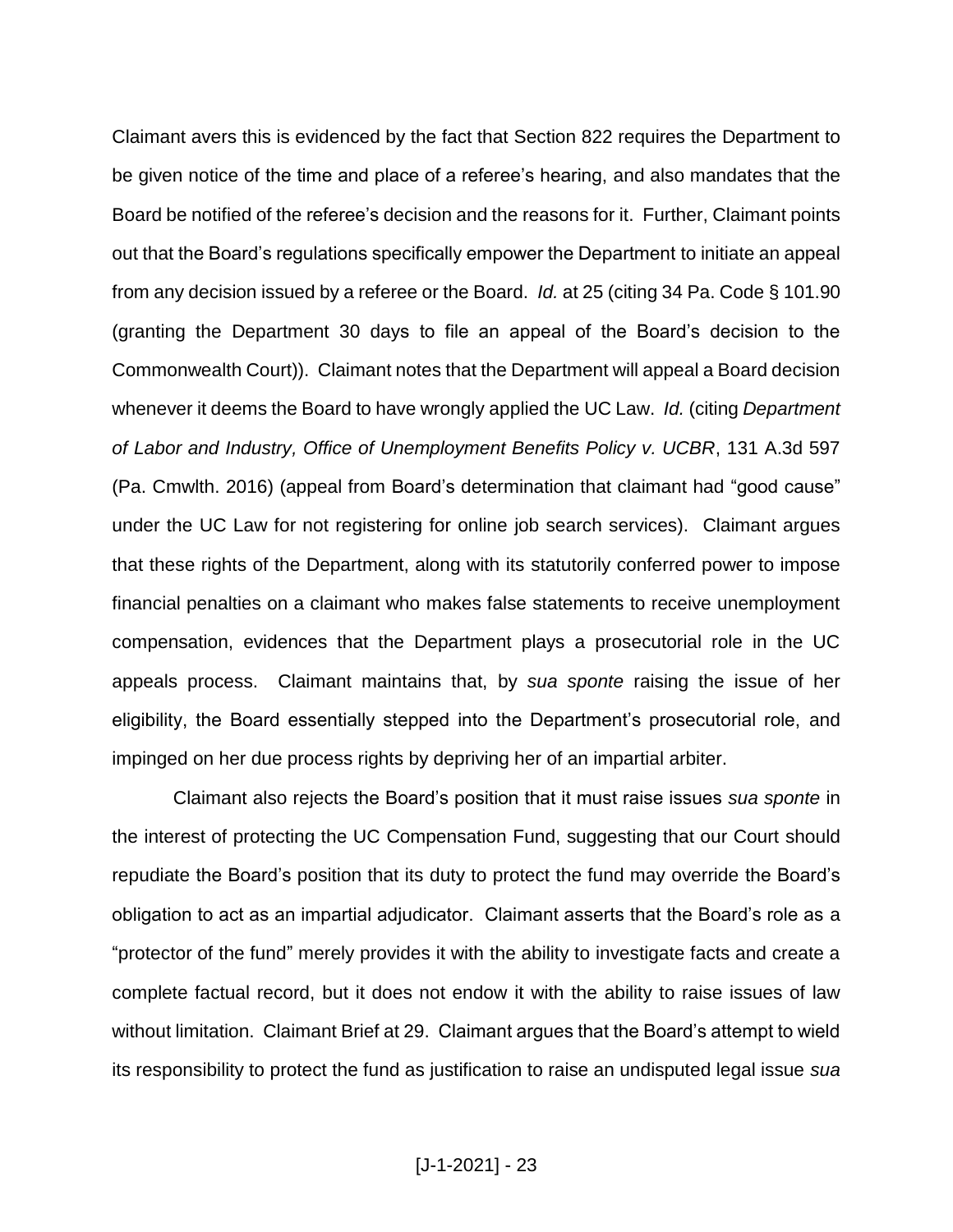Claimant avers this is evidenced by the fact that Section 822 requires the Department to be given notice of the time and place of a referee's hearing, and also mandates that the Board be notified of the referee's decision and the reasons for it. Further, Claimant points out that the Board's regulations specifically empower the Department to initiate an appeal from any decision issued by a referee or the Board. *Id.* at 25 (citing 34 Pa. Code § 101.90 (granting the Department 30 days to file an appeal of the Board's decision to the Commonwealth Court)). Claimant notes that the Department will appeal a Board decision whenever it deems the Board to have wrongly applied the UC Law. *Id.* (citing *Department of Labor and Industry, Office of Unemployment Benefits Policy v. UCBR*, 131 A.3d 597 (Pa. Cmwlth. 2016) (appeal from Board's determination that claimant had "good cause" under the UC Law for not registering for online job search services). Claimant argues that these rights of the Department, along with its statutorily conferred power to impose financial penalties on a claimant who makes false statements to receive unemployment compensation, evidences that the Department plays a prosecutorial role in the UC appeals process. Claimant maintains that, by *sua sponte* raising the issue of her eligibility, the Board essentially stepped into the Department's prosecutorial role, and impinged on her due process rights by depriving her of an impartial arbiter.

Claimant also rejects the Board's position that it must raise issues *sua sponte* in the interest of protecting the UC Compensation Fund, suggesting that our Court should repudiate the Board's position that its duty to protect the fund may override the Board's obligation to act as an impartial adjudicator. Claimant asserts that the Board's role as a "protector of the fund" merely provides it with the ability to investigate facts and create a complete factual record, but it does not endow it with the ability to raise issues of law without limitation. Claimant Brief at 29. Claimant argues that the Board's attempt to wield its responsibility to protect the fund as justification to raise an undisputed legal issue *sua*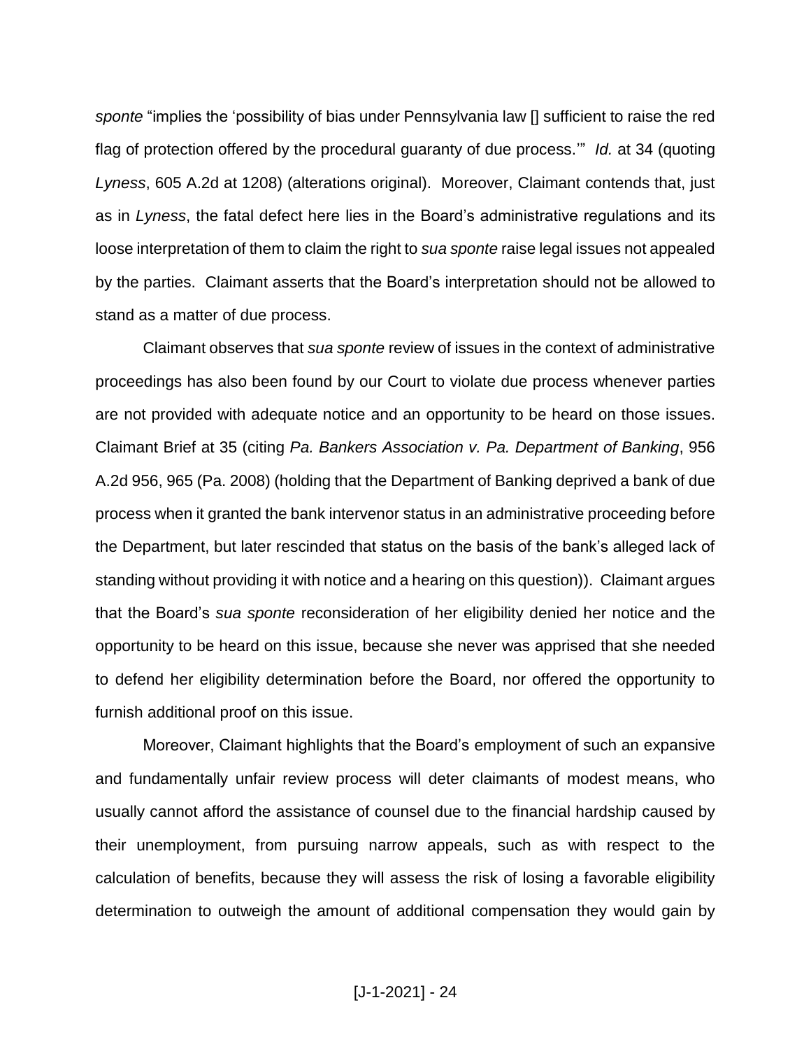*sponte* "implies the 'possibility of bias under Pennsylvania law [] sufficient to raise the red flag of protection offered by the procedural guaranty of due process.'" *Id.* at 34 (quoting *Lyness*, 605 A.2d at 1208) (alterations original). Moreover, Claimant contends that, just as in *Lyness*, the fatal defect here lies in the Board's administrative regulations and its loose interpretation of them to claim the right to *sua sponte* raise legal issues not appealed by the parties. Claimant asserts that the Board's interpretation should not be allowed to stand as a matter of due process.

Claimant observes that *sua sponte* review of issues in the context of administrative proceedings has also been found by our Court to violate due process whenever parties are not provided with adequate notice and an opportunity to be heard on those issues. Claimant Brief at 35 (citing *Pa. Bankers Association v. Pa. Department of Banking*, 956 A.2d 956, 965 (Pa. 2008) (holding that the Department of Banking deprived a bank of due process when it granted the bank intervenor status in an administrative proceeding before the Department, but later rescinded that status on the basis of the bank's alleged lack of standing without providing it with notice and a hearing on this question)). Claimant argues that the Board's *sua sponte* reconsideration of her eligibility denied her notice and the opportunity to be heard on this issue, because she never was apprised that she needed to defend her eligibility determination before the Board, nor offered the opportunity to furnish additional proof on this issue.

Moreover, Claimant highlights that the Board's employment of such an expansive and fundamentally unfair review process will deter claimants of modest means, who usually cannot afford the assistance of counsel due to the financial hardship caused by their unemployment, from pursuing narrow appeals, such as with respect to the calculation of benefits, because they will assess the risk of losing a favorable eligibility determination to outweigh the amount of additional compensation they would gain by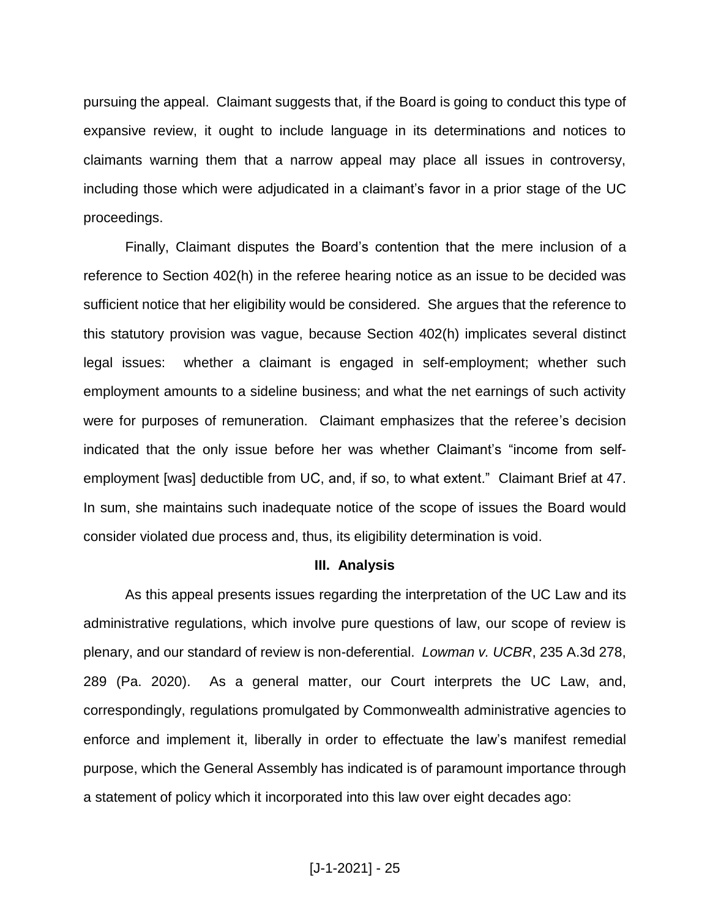pursuing the appeal. Claimant suggests that, if the Board is going to conduct this type of expansive review, it ought to include language in its determinations and notices to claimants warning them that a narrow appeal may place all issues in controversy, including those which were adjudicated in a claimant's favor in a prior stage of the UC proceedings.

Finally, Claimant disputes the Board's contention that the mere inclusion of a reference to Section 402(h) in the referee hearing notice as an issue to be decided was sufficient notice that her eligibility would be considered. She argues that the reference to this statutory provision was vague, because Section 402(h) implicates several distinct legal issues: whether a claimant is engaged in self-employment; whether such employment amounts to a sideline business; and what the net earnings of such activity were for purposes of remuneration. Claimant emphasizes that the referee's decision indicated that the only issue before her was whether Claimant's "income from self-employment [was] deductible from UC, and, if so, to what extent." Claimant Brief at 47. In sum, she maintains such inadequate notice of the scope of issues the Board would consider violated due process and, thus, its eligibility determination is void.

**III. Analysis**

As this appeal presents issues regarding the interpretation of the UC Law and its administrative regulations, which involve pure questions of law, our scope of review is plenary, and our standard of review is non-deferential. *Lowman v. UCBR*, 235 A.3d 278, 289 (Pa. 2020). As a general matter, our Court interprets the UC Law, and, correspondingly, regulations promulgated by Commonwealth administrative agencies to enforce and implement it, liberally in order to effectuate the law's manifest remedial purpose, which the General Assembly has indicated is of paramount importance through a statement of policy which it incorporated into this law over eight decades ago: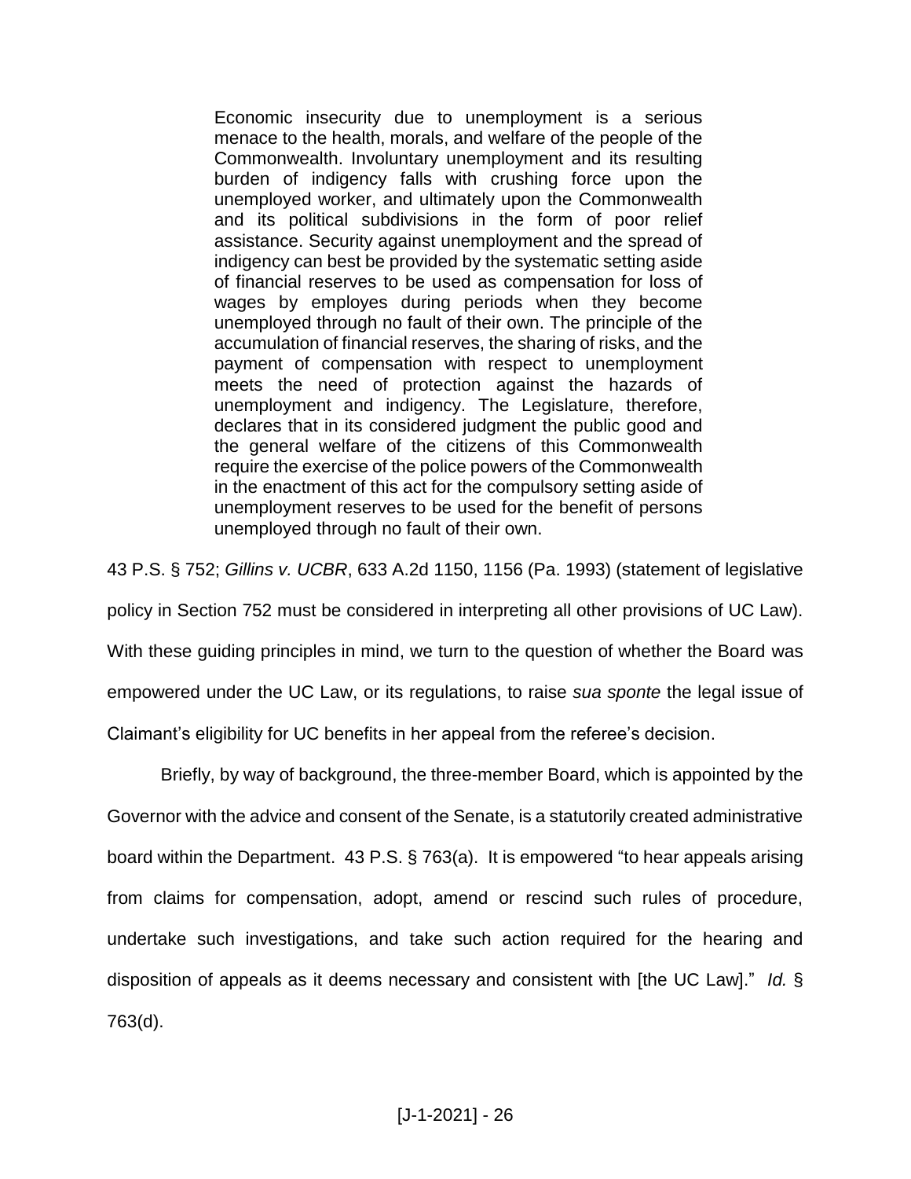> Economic insecurity due to unemployment is a serious menace to the health, morals, and welfare of the people of the Commonwealth. Involuntary unemployment and its resulting burden of indigency falls with crushing force upon the unemployed worker, and ultimately upon the Commonwealth and its political subdivisions in the form of poor relief assistance. Security against unemployment and the spread of indigency can best be provided by the systematic setting aside of financial reserves to be used as compensation for loss of wages by employes during periods when they become unemployed through no fault of their own. The principle of the accumulation of financial reserves, the sharing of risks, and the payment of compensation with respect to unemployment meets the need of protection against the hazards of unemployment and indigency. The Legislature, therefore, declares that in its considered judgment the public good and the general welfare of the citizens of this Commonwealth require the exercise of the police powers of the Commonwealth in the enactment of this act for the compulsory setting aside of unemployment reserves to be used for the benefit of persons unemployed through no fault of their own.

43 P.S. § 752; *Gillins v. UCBR*, 633 A.2d 1150, 1156 (Pa. 1993) (statement of legislative policy in Section 752 must be considered in interpreting all other provisions of UC Law). With these guiding principles in mind, we turn to the question of whether the Board was empowered under the UC Law, or its regulations, to raise *sua sponte* the legal issue of Claimant's eligibility for UC benefits in her appeal from the referee's decision.

Briefly, by way of background, the three-member Board, which is appointed by the Governor with the advice and consent of the Senate, is a statutorily created administrative board within the Department. 43 P.S. § 763(a). It is empowered "to hear appeals arising from claims for compensation, adopt, amend or rescind such rules of procedure, undertake such investigations, and take such action required for the hearing and disposition of appeals as it deems necessary and consistent with [the UC Law]." *Id.* § 763(d).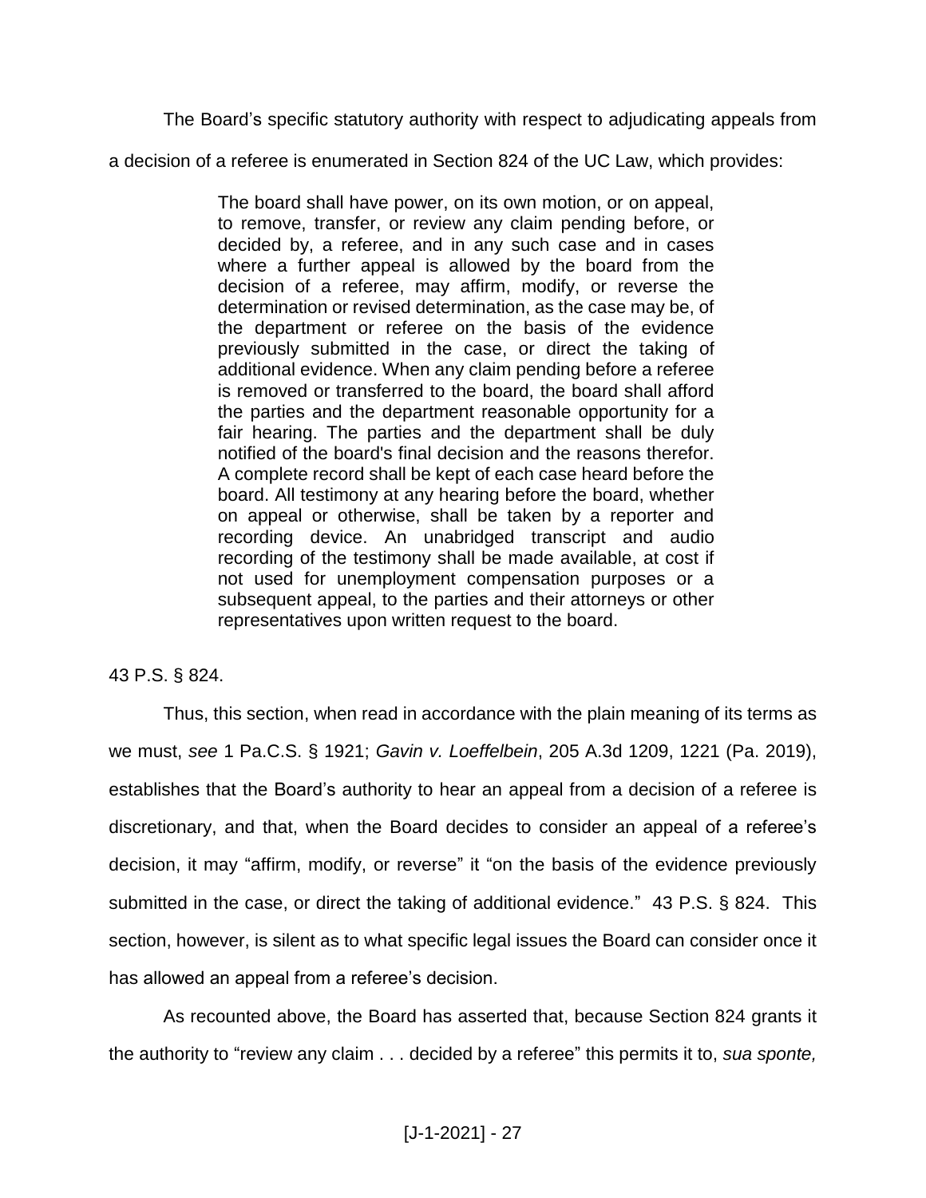The Board's specific statutory authority with respect to adjudicating appeals from a decision of a referee is enumerated in Section 824 of the UC Law, which provides:

> The board shall have power, on its own motion, or on appeal, to remove, transfer, or review any claim pending before, or decided by, a referee, and in any such case and in cases where a further appeal is allowed by the board from the decision of a referee, may affirm, modify, or reverse the determination or revised determination, as the case may be, of the department or referee on the basis of the evidence previously submitted in the case, or direct the taking of additional evidence. When any claim pending before a referee is removed or transferred to the board, the board shall afford the parties and the department reasonable opportunity for a fair hearing. The parties and the department shall be duly notified of the board's final decision and the reasons therefor. A complete record shall be kept of each case heard before the board. All testimony at any hearing before the board, whether on appeal or otherwise, shall be taken by a reporter and recording device. An unabridged transcript and audio recording of the testimony shall be made available, at cost if not used for unemployment compensation purposes or a subsequent appeal, to the parties and their attorneys or other representatives upon written request to the board.

43 P.S. § 824.

Thus, this section, when read in accordance with the plain meaning of its terms as we must, *see* 1 Pa.C.S. § 1921; *Gavin v. Loeffelbein*, 205 A.3d 1209, 1221 (Pa. 2019), establishes that the Board's authority to hear an appeal from a decision of a referee is discretionary, and that, when the Board decides to consider an appeal of a referee's decision, it may "affirm, modify, or reverse" it "on the basis of the evidence previously submitted in the case, or direct the taking of additional evidence." 43 P.S. § 824. This section, however, is silent as to what specific legal issues the Board can consider once it has allowed an appeal from a referee's decision.

As recounted above, the Board has asserted that, because Section 824 grants it the authority to "review any claim . . . decided by a referee" this permits it to, *sua sponte,*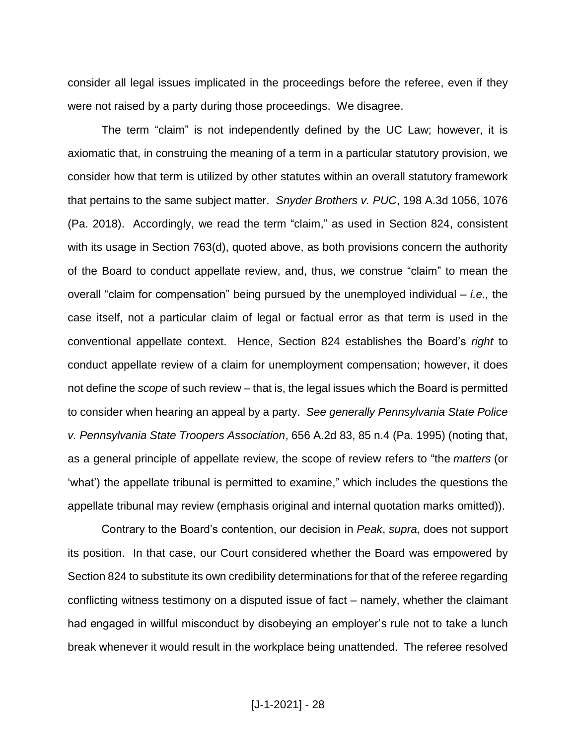consider all legal issues implicated in the proceedings before the referee, even if they were not raised by a party during those proceedings. We disagree.

The term "claim" is not independently defined by the UC Law; however, it is axiomatic that, in construing the meaning of a term in a particular statutory provision, we consider how that term is utilized by other statutes within an overall statutory framework that pertains to the same subject matter. *Snyder Brothers v. PUC*, 198 A.3d 1056, 1076 (Pa. 2018). Accordingly, we read the term "claim," as used in Section 824, consistent with its usage in Section 763(d), quoted above, as both provisions concern the authority of the Board to conduct appellate review, and, thus, we construe "claim" to mean the overall "claim for compensation" being pursued by the unemployed individual – *i.e.,* the case itself, not a particular claim of legal or factual error as that term is used in the conventional appellate context. Hence, Section 824 establishes the Board's *right* to conduct appellate review of a claim for unemployment compensation; however, it does not define the *scope* of such review – that is, the legal issues which the Board is permitted to consider when hearing an appeal by a party. *See generally Pennsylvania State Police v. Pennsylvania State Troopers Association*, 656 A.2d 83, 85 n.4 (Pa. 1995) (noting that, as a general principle of appellate review, the scope of review refers to "the *matters* (or 'what') the appellate tribunal is permitted to examine," which includes the questions the appellate tribunal may review (emphasis original and internal quotation marks omitted)).

Contrary to the Board's contention, our decision in *Peak*, *supra*, does not support its position. In that case, our Court considered whether the Board was empowered by Section 824 to substitute its own credibility determinations for that of the referee regarding conflicting witness testimony on a disputed issue of fact – namely, whether the claimant had engaged in willful misconduct by disobeying an employer's rule not to take a lunch break whenever it would result in the workplace being unattended. The referee resolved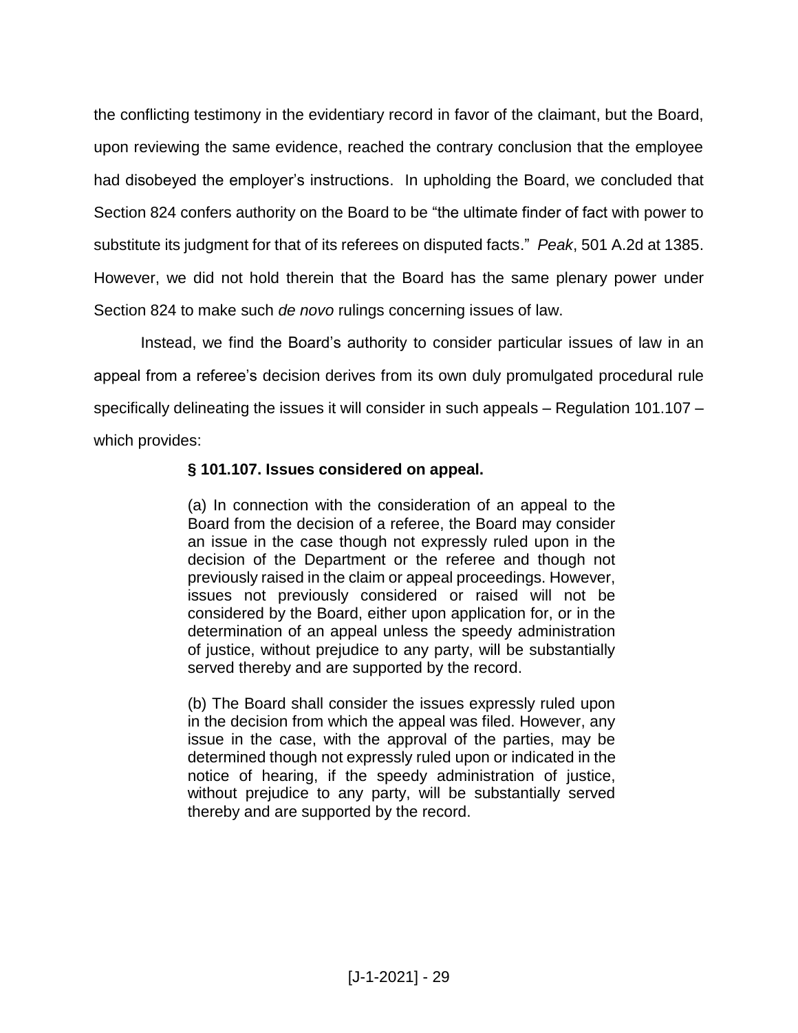the conflicting testimony in the evidentiary record in favor of the claimant, but the Board, upon reviewing the same evidence, reached the contrary conclusion that the employee had disobeyed the employer's instructions. In upholding the Board, we concluded that Section 824 confers authority on the Board to be "the ultimate finder of fact with power to substitute its judgment for that of its referees on disputed facts." *Peak*, 501 A.2d at 1385. However, we did not hold therein that the Board has the same plenary power under Section 824 to make such *de novo* rulings concerning issues of law.

Instead, we find the Board's authority to consider particular issues of law in an appeal from a referee's decision derives from its own duly promulgated procedural rule specifically delineating the issues it will consider in such appeals – Regulation 101.107 – which provides:

> **§ 101.107. Issues considered on appeal.**
>
> (a) In connection with the consideration of an appeal to the Board from the decision of a referee, the Board may consider an issue in the case though not expressly ruled upon in the decision of the Department or the referee and though not previously raised in the claim or appeal proceedings. However, issues not previously considered or raised will not be considered by the Board, either upon application for, or in the determination of an appeal unless the speedy administration of justice, without prejudice to any party, will be substantially served thereby and are supported by the record.
>
> (b) The Board shall consider the issues expressly ruled upon in the decision from which the appeal was filed. However, any issue in the case, with the approval of the parties, may be determined though not expressly ruled upon or indicated in the notice of hearing, if the speedy administration of justice, without prejudice to any party, will be substantially served thereby and are supported by the record.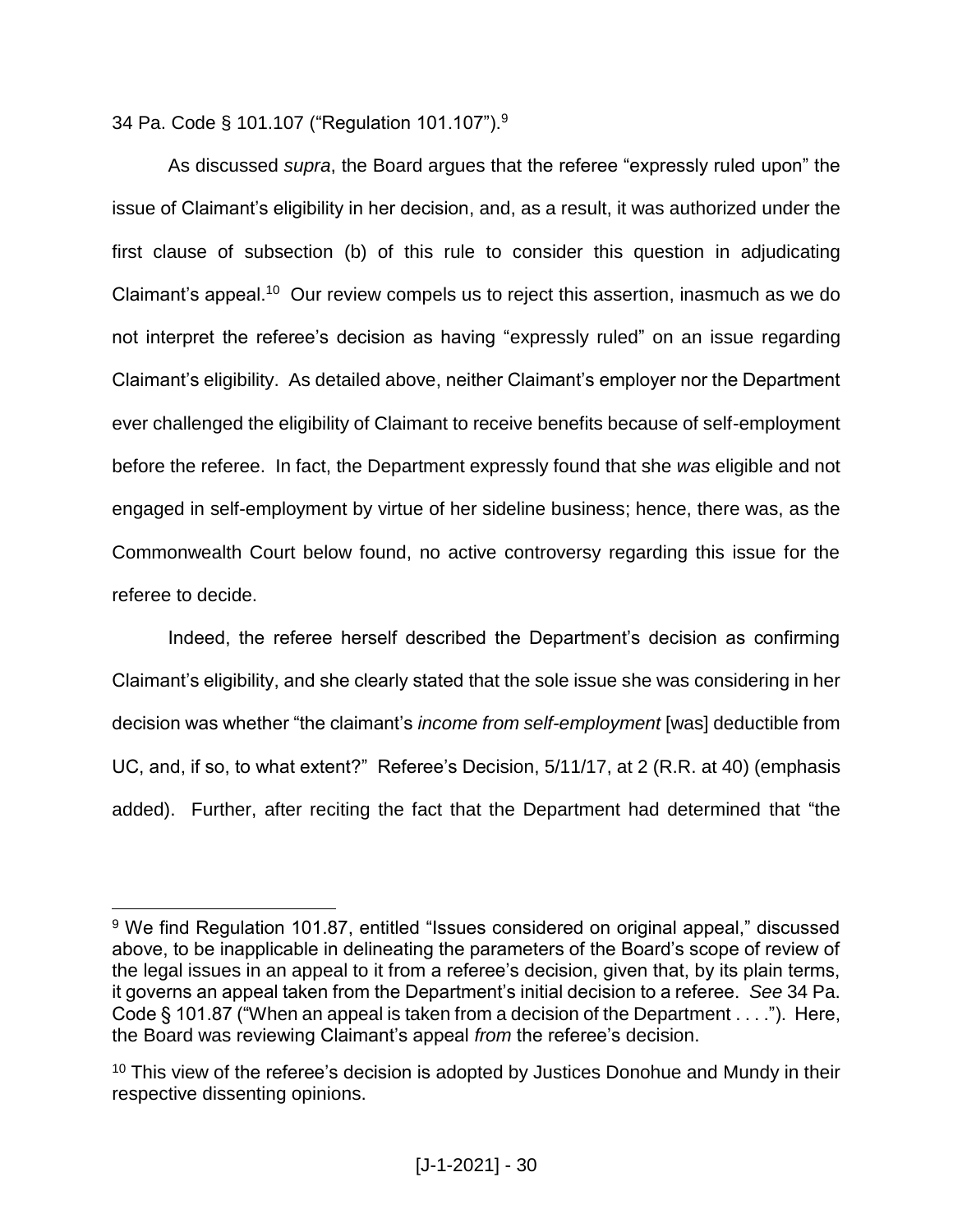34 Pa. Code § 101.107 ("Regulation 101.107").[9]

As discussed *supra*, the Board argues that the referee "expressly ruled upon" the issue of Claimant's eligibility in her decision, and, as a result, it was authorized under the first clause of subsection (b) of this rule to consider this question in adjudicating Claimant's appeal.[10] Our review compels us to reject this assertion, inasmuch as we do not interpret the referee's decision as having "expressly ruled" on an issue regarding Claimant's eligibility. As detailed above, neither Claimant's employer nor the Department ever challenged the eligibility of Claimant to receive benefits because of self-employment before the referee. In fact, the Department expressly found that she *was* eligible and not engaged in self-employment by virtue of her sideline business; hence, there was, as the Commonwealth Court below found, no active controversy regarding this issue for the referee to decide.

Indeed, the referee herself described the Department's decision as confirming Claimant's eligibility, and she clearly stated that the sole issue she was considering in her decision was whether "the claimant's *income from self-employment* [was] deductible from UC, and, if so, to what extent?" Referee's Decision, 5/11/17, at 2 (R.R. at 40) (emphasis added). Further, after reciting the fact that the Department had determined that "the

---

[9] We find Regulation 101.87, entitled "Issues considered on original appeal," discussed above, to be inapplicable in delineating the parameters of the Board's scope of review of the legal issues in an appeal to it from a referee's decision, given that, by its plain terms, it governs an appeal taken from the Department's initial decision to a referee. *See* 34 Pa. Code § 101.87 ("When an appeal is taken from a decision of the Department . . . ."). Here, the Board was reviewing Claimant's appeal *from* the referee's decision.

[10] This view of the referee's decision is adopted by Justices Donohue and Mundy in their respective dissenting opinions.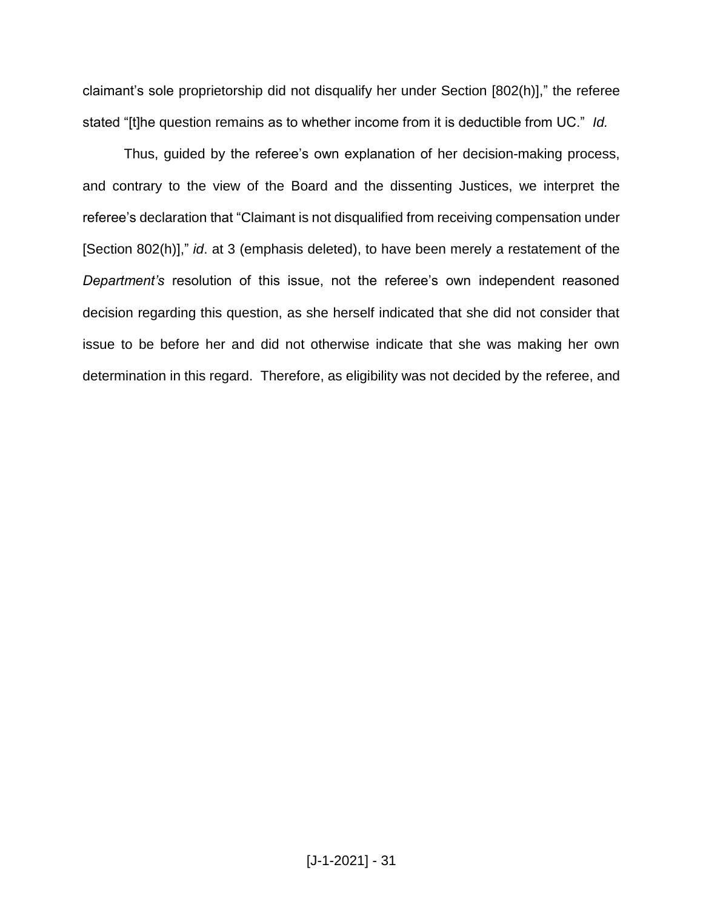claimant's sole proprietorship did not disqualify her under Section [802(h)]," the referee stated "[t]he question remains as to whether income from it is deductible from UC." *Id.*

Thus, guided by the referee's own explanation of her decision-making process, and contrary to the view of the Board and the dissenting Justices, we interpret the referee's declaration that "Claimant is not disqualified from receiving compensation under [Section 802(h)]," *id*. at 3 (emphasis deleted), to have been merely a restatement of the *Department's* resolution of this issue, not the referee's own independent reasoned decision regarding this question, as she herself indicated that she did not consider that issue to be before her and did not otherwise indicate that she was making her own determination in this regard. Therefore, as eligibility was not decided by the referee, and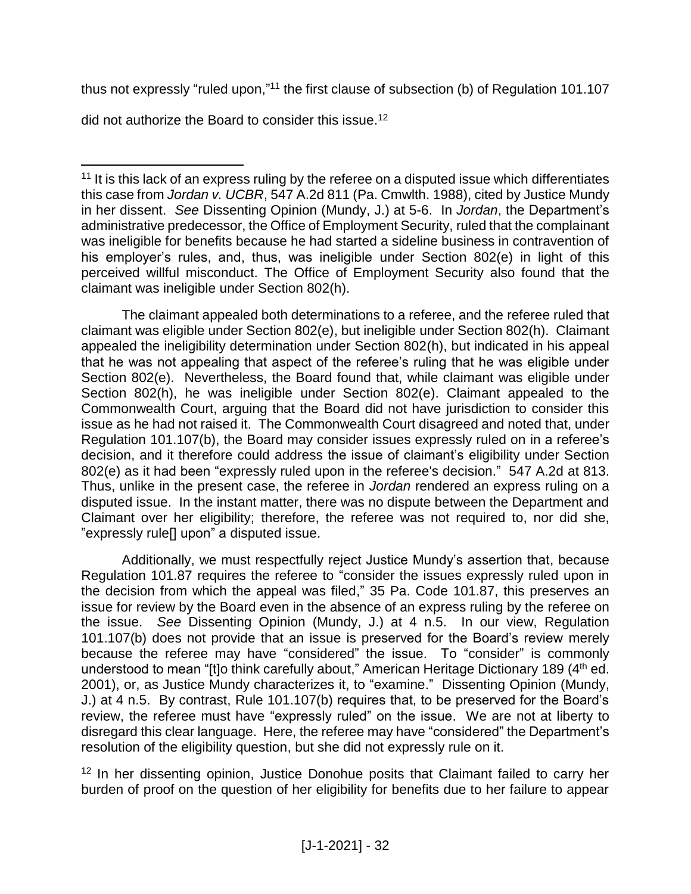thus not expressly "ruled upon,"[11] the first clause of subsection (b) of Regulation 101.107 did not authorize the Board to consider this issue.[12]

---

[11] It is this lack of an express ruling by the referee on a disputed issue which differentiates this case from *Jordan v. UCBR*, 547 A.2d 811 (Pa. Cmwlth. 1988), cited by Justice Mundy in her dissent. *See* Dissenting Opinion (Mundy, J.) at 5-6. In *Jordan*, the Department's administrative predecessor, the Office of Employment Security, ruled that the complainant was ineligible for benefits because he had started a sideline business in contravention of his employer's rules, and, thus, was ineligible under Section 802(e) in light of this perceived willful misconduct. The Office of Employment Security also found that the claimant was ineligible under Section 802(h).

The claimant appealed both determinations to a referee, and the referee ruled that claimant was eligible under Section 802(e), but ineligible under Section 802(h). Claimant appealed the ineligibility determination under Section 802(h), but indicated in his appeal that he was not appealing that aspect of the referee's ruling that he was eligible under Section 802(e). Nevertheless, the Board found that, while claimant was eligible under Section 802(h), he was ineligible under Section 802(e). Claimant appealed to the Commonwealth Court, arguing that the Board did not have jurisdiction to consider this issue as he had not raised it. The Commonwealth Court disagreed and noted that, under Regulation 101.107(b), the Board may consider issues expressly ruled on in a referee's decision, and it therefore could address the issue of claimant's eligibility under Section 802(e) as it had been "expressly ruled upon in the referee's decision." 547 A.2d at 813. Thus, unlike in the present case, the referee in *Jordan* rendered an express ruling on a disputed issue. In the instant matter, there was no dispute between the Department and Claimant over her eligibility; therefore, the referee was not required to, nor did she, "expressly rule[] upon" a disputed issue.

Additionally, we must respectfully reject Justice Mundy's assertion that, because Regulation 101.87 requires the referee to "consider the issues expressly ruled upon in the decision from which the appeal was filed," 35 Pa. Code 101.87, this preserves an issue for review by the Board even in the absence of an express ruling by the referee on the issue. *See* Dissenting Opinion (Mundy, J.) at 4 n.5. In our view, Regulation 101.107(b) does not provide that an issue is preserved for the Board's review merely because the referee may have "considered" the issue. To "consider" is commonly understood to mean "[t]o think carefully about," American Heritage Dictionary 189 (4th ed. 2001), or, as Justice Mundy characterizes it, to "examine." Dissenting Opinion (Mundy, J.) at 4 n.5. By contrast, Rule 101.107(b) requires that, to be preserved for the Board's review, the referee must have "expressly ruled" on the issue. We are not at liberty to disregard this clear language. Here, the referee may have "considered" the Department's resolution of the eligibility question, but she did not expressly rule on it.

[12] In her dissenting opinion, Justice Donohue posits that Claimant failed to carry her burden of proof on the question of her eligibility for benefits due to her failure to appear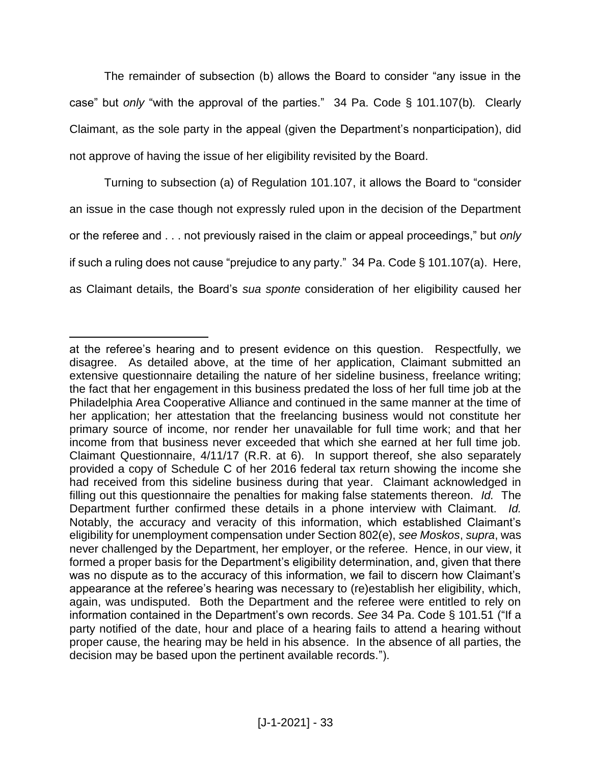The remainder of subsection (b) allows the Board to consider "any issue in the case" but *only* "with the approval of the parties." 34 Pa. Code § 101.107(b)*.* Clearly Claimant, as the sole party in the appeal (given the Department's nonparticipation), did not approve of having the issue of her eligibility revisited by the Board.

Turning to subsection (a) of Regulation 101.107, it allows the Board to "consider an issue in the case though not expressly ruled upon in the decision of the Department or the referee and . . . not previously raised in the claim or appeal proceedings," but *only* if such a ruling does not cause "prejudice to any party." 34 Pa. Code § 101.107(a). Here, as Claimant details, the Board's *sua sponte* consideration of her eligibility caused her

---

at the referee's hearing and to present evidence on this question. Respectfully, we disagree. As detailed above, at the time of her application, Claimant submitted an extensive questionnaire detailing the nature of her sideline business, freelance writing; the fact that her engagement in this business predated the loss of her full time job at the Philadelphia Area Cooperative Alliance and continued in the same manner at the time of her application; her attestation that the freelancing business would not constitute her primary source of income, nor render her unavailable for full time work; and that her income from that business never exceeded that which she earned at her full time job. Claimant Questionnaire, 4/11/17 (R.R. at 6). In support thereof, she also separately provided a copy of Schedule C of her 2016 federal tax return showing the income she had received from this sideline business during that year. Claimant acknowledged in filling out this questionnaire the penalties for making false statements thereon. *Id.* The Department further confirmed these details in a phone interview with Claimant. *Id.* Notably, the accuracy and veracity of this information, which established Claimant's eligibility for unemployment compensation under Section 802(e), *see Moskos*, *supra*, was never challenged by the Department, her employer, or the referee. Hence, in our view, it formed a proper basis for the Department's eligibility determination, and, given that there was no dispute as to the accuracy of this information, we fail to discern how Claimant's appearance at the referee's hearing was necessary to (re)establish her eligibility, which, again, was undisputed. Both the Department and the referee were entitled to rely on information contained in the Department's own records. *See* 34 Pa. Code § 101.51 ("If a party notified of the date, hour and place of a hearing fails to attend a hearing without proper cause, the hearing may be held in his absence. In the absence of all parties, the decision may be based upon the pertinent available records.").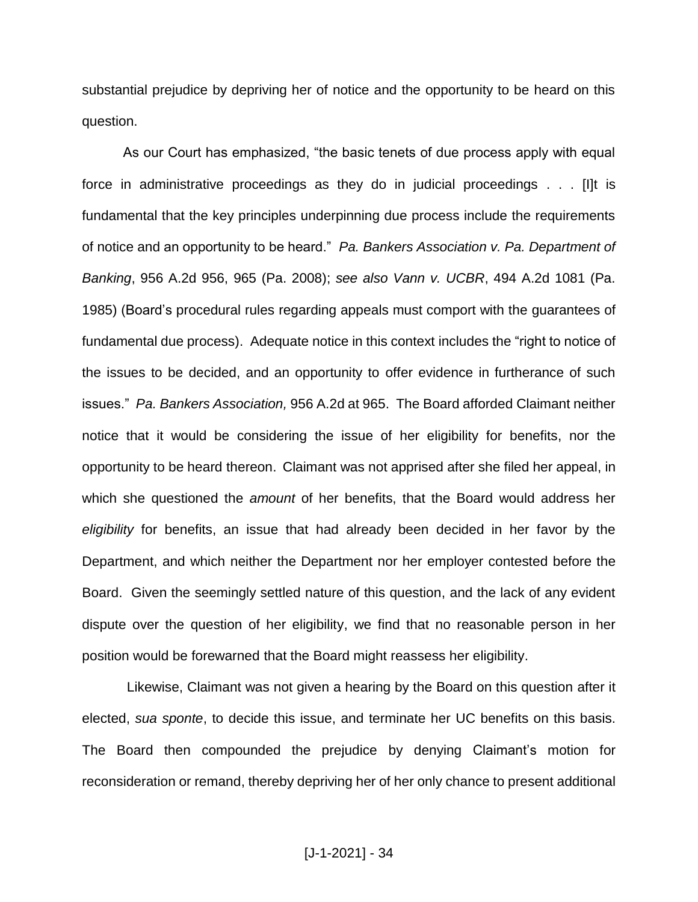substantial prejudice by depriving her of notice and the opportunity to be heard on this question.

As our Court has emphasized, "the basic tenets of due process apply with equal force in administrative proceedings as they do in judicial proceedings . . . [I]t is fundamental that the key principles underpinning due process include the requirements of notice and an opportunity to be heard." *Pa. Bankers Association v. Pa. Department of Banking*, 956 A.2d 956, 965 (Pa. 2008); *see also Vann v. UCBR*, 494 A.2d 1081 (Pa. 1985) (Board's procedural rules regarding appeals must comport with the guarantees of fundamental due process). Adequate notice in this context includes the "right to notice of the issues to be decided, and an opportunity to offer evidence in furtherance of such issues." *Pa. Bankers Association,* 956 A.2d at 965. The Board afforded Claimant neither notice that it would be considering the issue of her eligibility for benefits, nor the opportunity to be heard thereon. Claimant was not apprised after she filed her appeal, in which she questioned the *amount* of her benefits, that the Board would address her *eligibility* for benefits, an issue that had already been decided in her favor by the Department, and which neither the Department nor her employer contested before the Board. Given the seemingly settled nature of this question, and the lack of any evident dispute over the question of her eligibility, we find that no reasonable person in her position would be forewarned that the Board might reassess her eligibility.

Likewise, Claimant was not given a hearing by the Board on this question after it elected, *sua sponte*, to decide this issue, and terminate her UC benefits on this basis. The Board then compounded the prejudice by denying Claimant's motion for reconsideration or remand, thereby depriving her of her only chance to present additional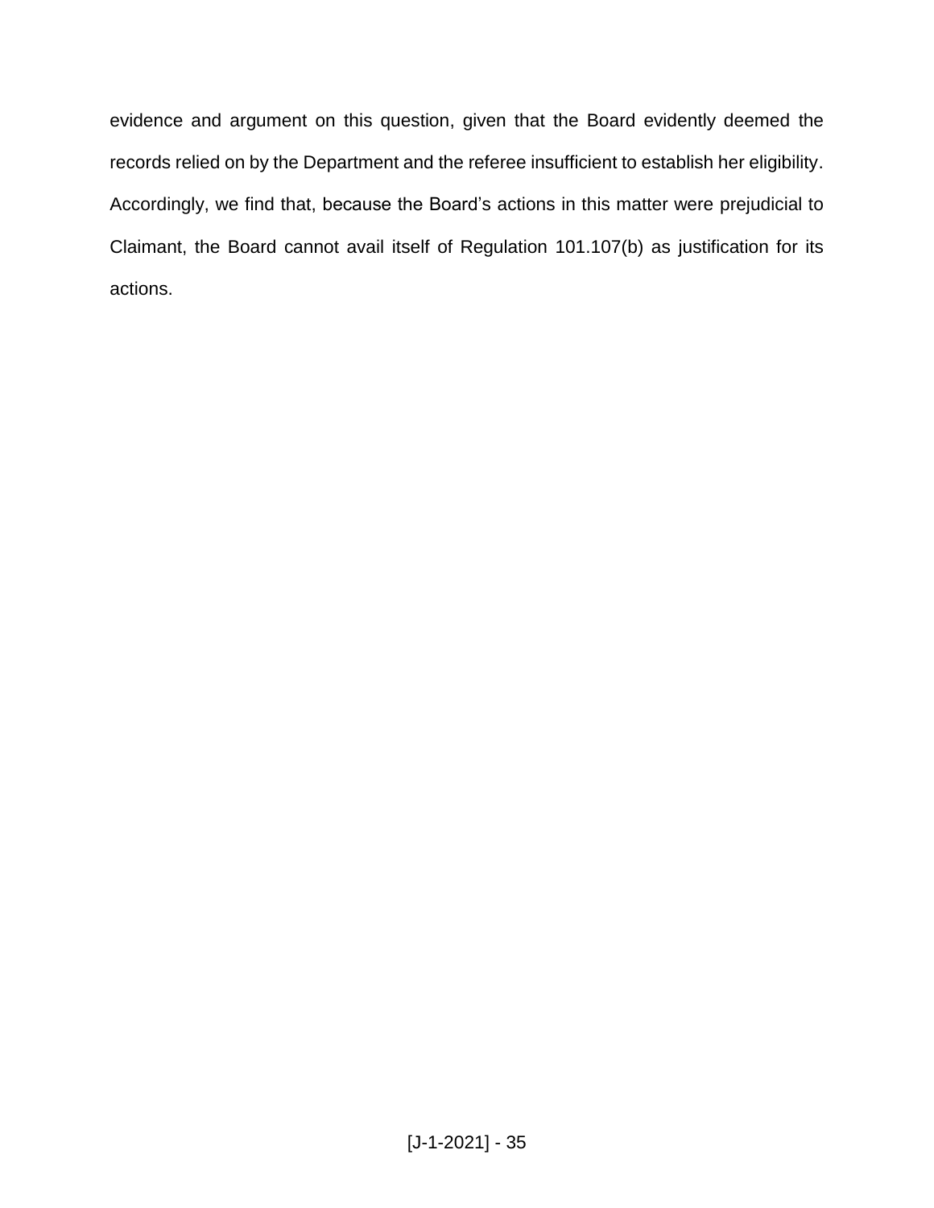evidence and argument on this question, given that the Board evidently deemed the records relied on by the Department and the referee insufficient to establish her eligibility. Accordingly, we find that, because the Board's actions in this matter were prejudicial to Claimant, the Board cannot avail itself of Regulation 101.107(b) as justification for its actions.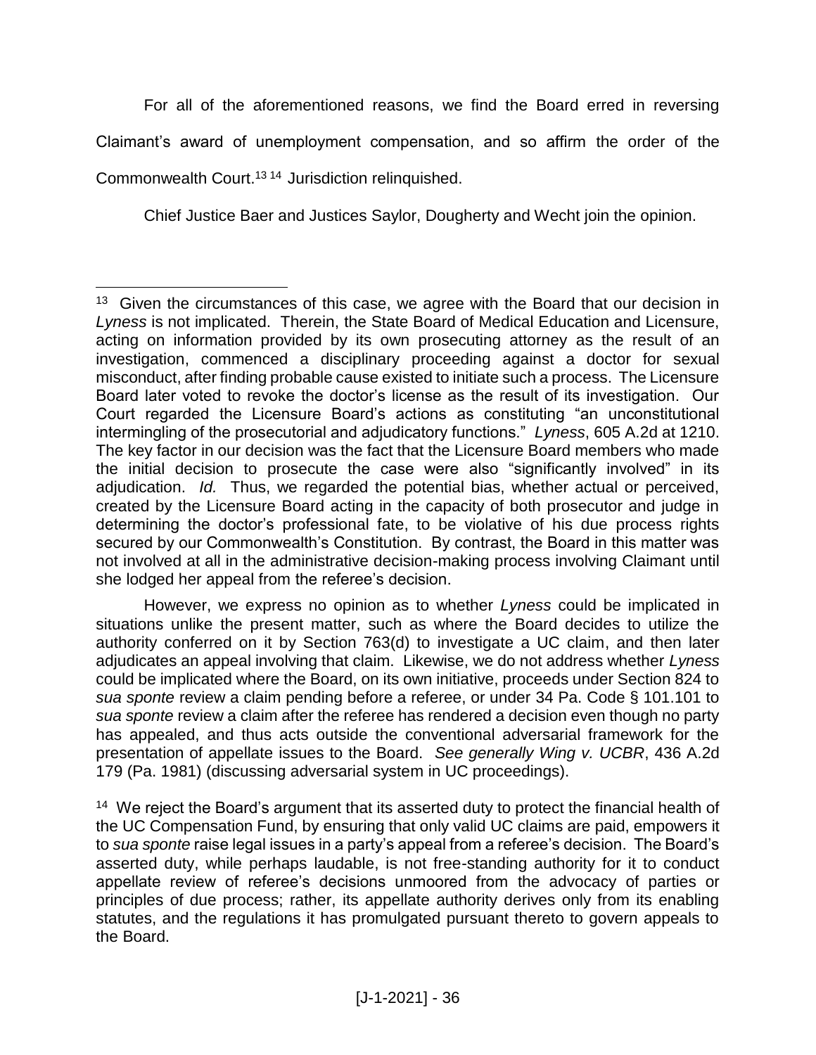For all of the aforementioned reasons, we find the Board erred in reversing Claimant's award of unemployment compensation, and so affirm the order of the Commonwealth Court.[13] [14] Jurisdiction relinquished.

Chief Justice Baer and Justices Saylor, Dougherty and Wecht join the opinion.

---

[13] Given the circumstances of this case, we agree with the Board that our decision in *Lyness* is not implicated. Therein, the State Board of Medical Education and Licensure, acting on information provided by its own prosecuting attorney as the result of an investigation, commenced a disciplinary proceeding against a doctor for sexual misconduct, after finding probable cause existed to initiate such a process. The Licensure Board later voted to revoke the doctor's license as the result of its investigation. Our Court regarded the Licensure Board's actions as constituting "an unconstitutional intermingling of the prosecutorial and adjudicatory functions." *Lyness*, 605 A.2d at 1210. The key factor in our decision was the fact that the Licensure Board members who made the initial decision to prosecute the case were also "significantly involved" in its adjudication. *Id.* Thus, we regarded the potential bias, whether actual or perceived, created by the Licensure Board acting in the capacity of both prosecutor and judge in determining the doctor's professional fate, to be violative of his due process rights secured by our Commonwealth's Constitution. By contrast, the Board in this matter was not involved at all in the administrative decision-making process involving Claimant until she lodged her appeal from the referee's decision.

However, we express no opinion as to whether *Lyness* could be implicated in situations unlike the present matter, such as where the Board decides to utilize the authority conferred on it by Section 763(d) to investigate a UC claim, and then later adjudicates an appeal involving that claim. Likewise, we do not address whether *Lyness* could be implicated where the Board, on its own initiative, proceeds under Section 824 to *sua sponte* review a claim pending before a referee, or under 34 Pa. Code § 101.101 to *sua sponte* review a claim after the referee has rendered a decision even though no party has appealed, and thus acts outside the conventional adversarial framework for the presentation of appellate issues to the Board. *See generally Wing v. UCBR*, 436 A.2d 179 (Pa. 1981) (discussing adversarial system in UC proceedings).

[14] We reject the Board's argument that its asserted duty to protect the financial health of the UC Compensation Fund, by ensuring that only valid UC claims are paid, empowers it to *sua sponte* raise legal issues in a party's appeal from a referee's decision. The Board's asserted duty, while perhaps laudable, is not free-standing authority for it to conduct appellate review of referee's decisions unmoored from the advocacy of parties or principles of due process; rather, its appellate authority derives only from its enabling statutes, and the regulations it has promulgated pursuant thereto to govern appeals to the Board.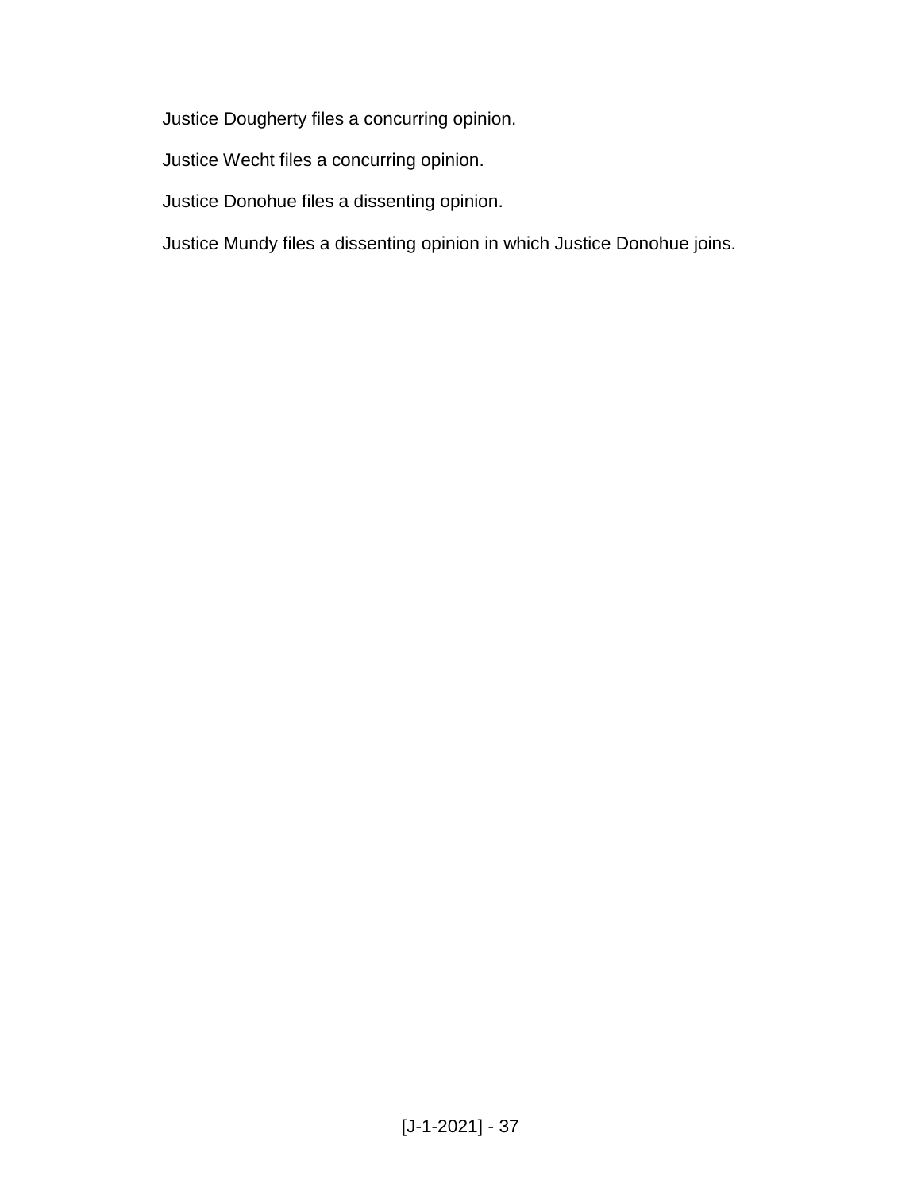Justice Dougherty files a concurring opinion.

Justice Wecht files a concurring opinion.

Justice Donohue files a dissenting opinion.

Justice Mundy files a dissenting opinion in which Justice Donohue joins.